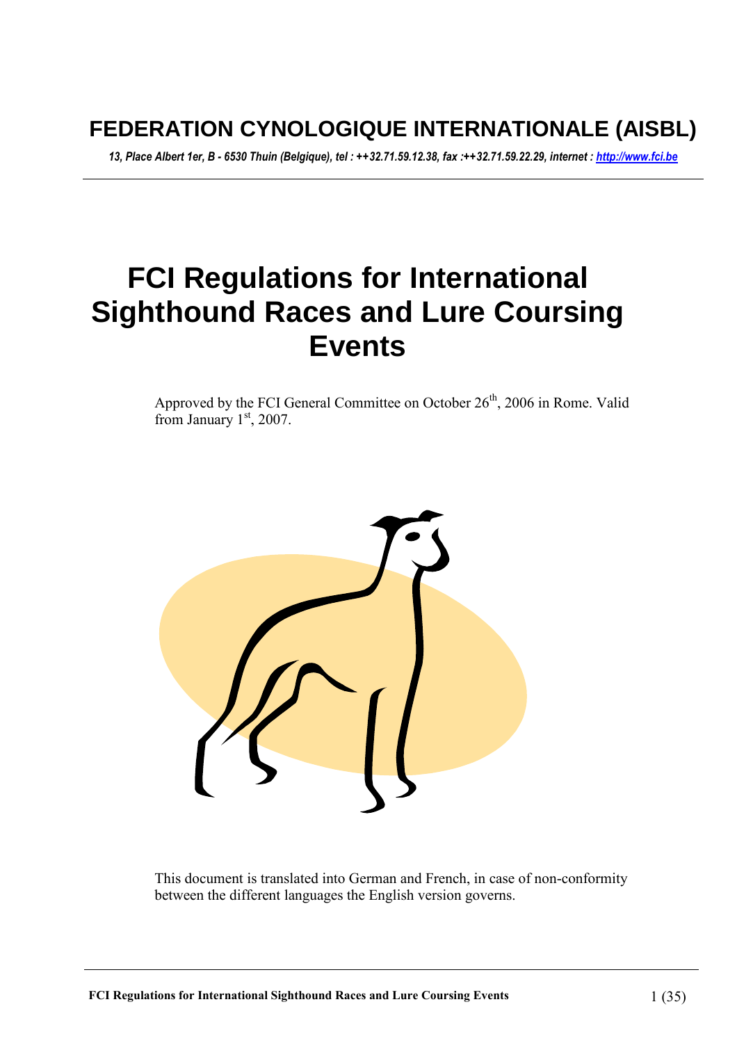# FEDERATION CYNOLOGIQUE INTERNATIONALE (AISBL)

*13, Place Albert 1er, B - 6530 Thuin (Belgique), tel : ++32.71.59.12.38, fax :++32.71.59.22.29, internet : http://www.fci.be*

# FCI Regulations for International Sighthound Races and Lure Coursing Events

Approved by the FCI General Committee on October 26th, 2006 in Rome. Valid from January 1st, 2007.

This document is translated into German and French, in case of non-conformity between the different languages the English version governs.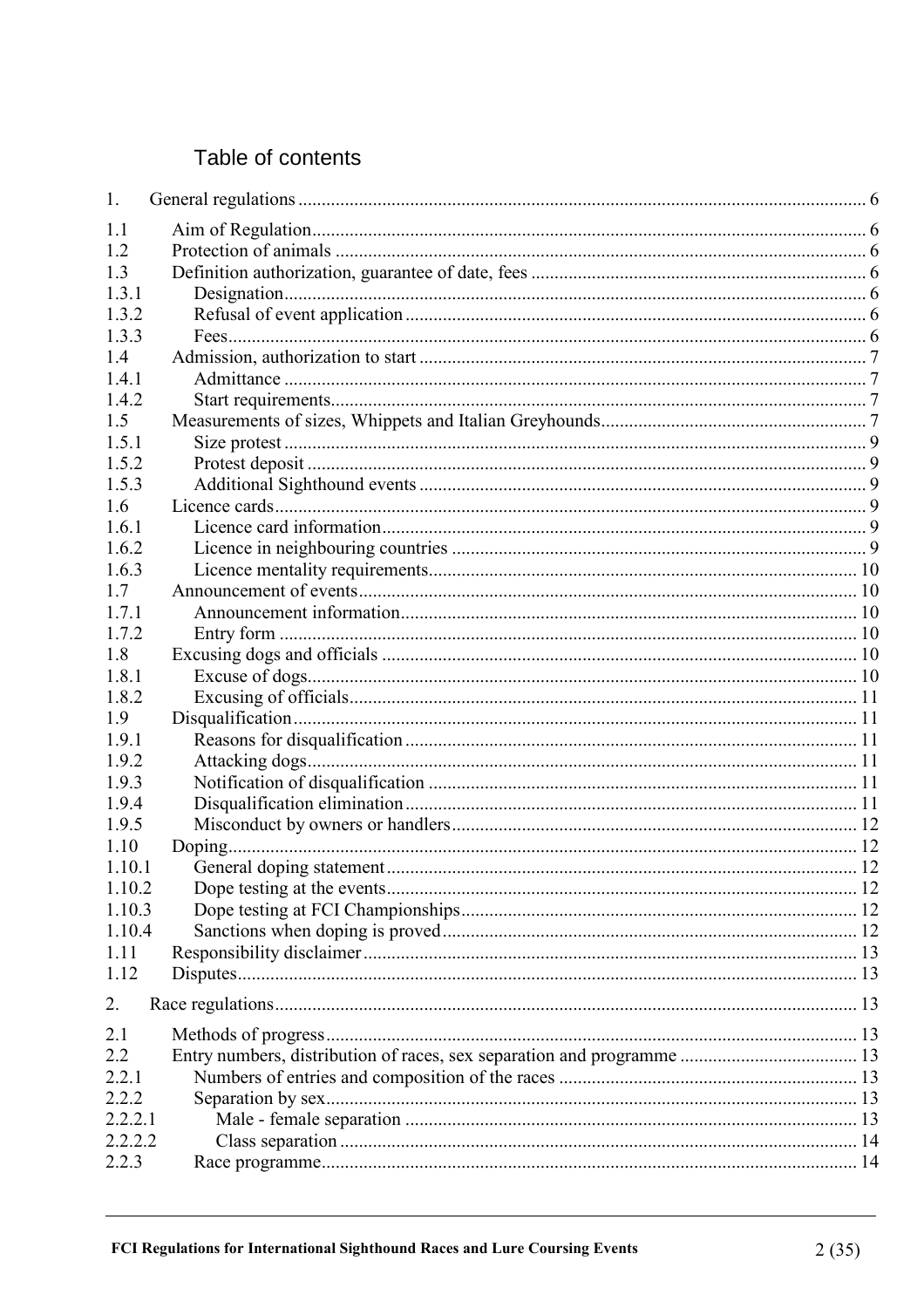## Table of contents

| | | |
|---|---|---|
| 1. | General regulations | 6 |
| 1.1 | Aim of Regulation | 6 |
| 1.2 | Protection of animals | 6 |
| 1.3 | Definition authorization, guarantee of date, fees | 6 |
| 1.3.1 | Designation | 6 |
| 1.3.2 | Refusal of event application | 6 |
| 1.3.3 | Fees | 6 |
| 1.4 | Admission, authorization to start | 7 |
| 1.4.1 | Admittance | 7 |
| 1.4.2 | Start requirements | 7 |
| 1.5 | Measurements of sizes, Whippets and Italian Greyhounds | 7 |
| 1.5.1 | Size protest | 9 |
| 1.5.2 | Protest deposit | 9 |
| 1.5.3 | Additional Sighthound events | 9 |
| 1.6 | Licence cards | 9 |
| 1.6.1 | Licence card information | 9 |
| 1.6.2 | Licence in neighbouring countries | 9 |
| 1.6.3 | Licence mentality requirements | 10 |
| 1.7 | Announcement of events | 10 |
| 1.7.1 | Announcement information | 10 |
| 1.7.2 | Entry form | 10 |
| 1.8 | Excusing dogs and officials | 10 |
| 1.8.1 | Excuse of dogs | 10 |
| 1.8.2 | Excusing of officials | 11 |
| 1.9 | Disqualification | 11 |
| 1.9.1 | Reasons for disqualification | 11 |
| 1.9.2 | Attacking dogs | 11 |
| 1.9.3 | Notification of disqualification | 11 |
| 1.9.4 | Disqualification elimination | 11 |
| 1.9.5 | Misconduct by owners or handlers | 12 |
| 1.10 | Doping | 12 |
| 1.10.1 | General doping statement | 12 |
| 1.10.2 | Dope testing at the events | 12 |
| 1.10.3 | Dope testing at FCI Championships | 12 |
| 1.10.4 | Sanctions when doping is proved | 12 |
| 1.11 | Responsibility disclaimer | 13 |
| 1.12 | Disputes | 13 |
| 2. | Race regulations | 13 |
| 2.1 | Methods of progress | 13 |
| 2.2 | Entry numbers, distribution of races, sex separation and programme | 13 |
| 2.2.1 | Numbers of entries and composition of the races | 13 |
| 2.2.2 | Separation by sex | 13 |
| 2.2.2.1 | Male - female separation | 13 |
| 2.2.2.2 | Class separation | 14 |
| 2.2.3 | Race programme | 14 |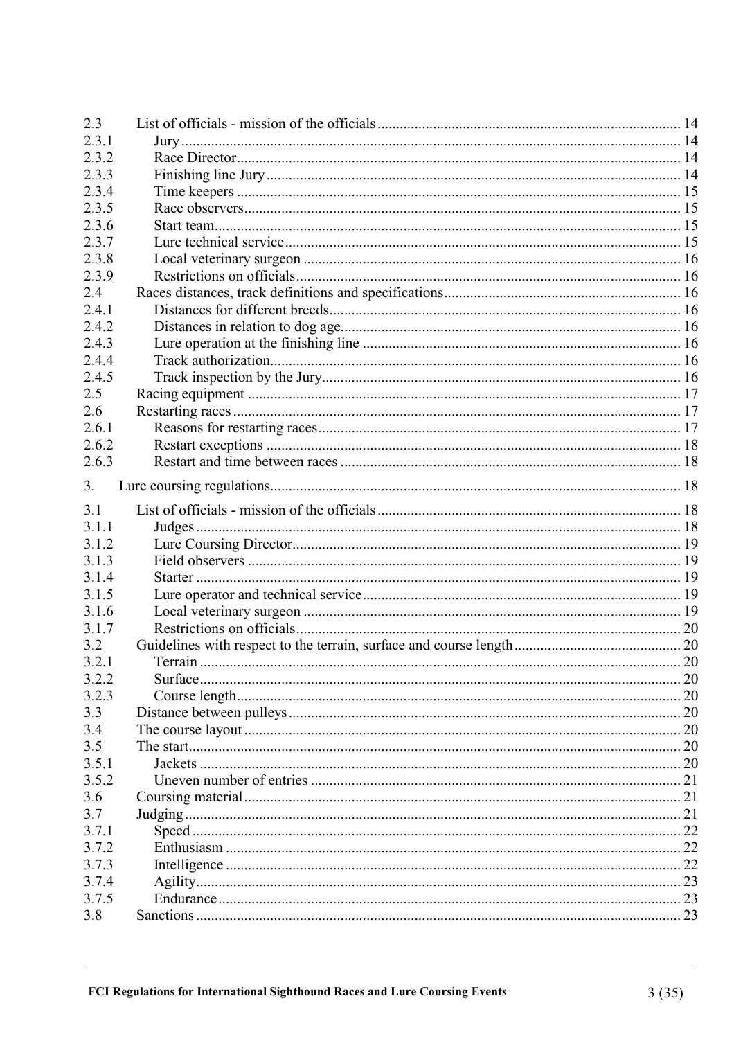| | | |
|---|---|---|
| 2.3 | List of officials - mission of the officials | 14 |
| 2.3.1 | Jury | 14 |
| 2.3.2 | Race Director | 14 |
| 2.3.3 | Finishing line Jury | 14 |
| 2.3.4 | Time keepers | 15 |
| 2.3.5 | Race observers | 15 |
| 2.3.6 | Start team | 15 |
| 2.3.7 | Lure technical service | 15 |
| 2.3.8 | Local veterinary surgeon | 16 |
| 2.3.9 | Restrictions on officials | 16 |
| 2.4 | Races distances, track definitions and specifications | 16 |
| 2.4.1 | Distances for different breeds | 16 |
| 2.4.2 | Distances in relation to dog age | 16 |
| 2.4.3 | Lure operation at the finishing line | 16 |
| 2.4.4 | Track authorization | 16 |
| 2.4.5 | Track inspection by the Jury | 16 |
| 2.5 | Racing equipment | 17 |
| 2.6 | Restarting races | 17 |
| 2.6.1 | Reasons for restarting races | 17 |
| 2.6.2 | Restart exceptions | 18 |
| 2.6.3 | Restart and time between races | 18 |
| 3. | Lure coursing regulations | 18 |
| 3.1 | List of officials - mission of the officials | 18 |
| 3.1.1 | Judges | 18 |
| 3.1.2 | Lure Coursing Director | 19 |
| 3.1.3 | Field observers | 19 |
| 3.1.4 | Starter | 19 |
| 3.1.5 | Lure operator and technical service | 19 |
| 3.1.6 | Local veterinary surgeon | 19 |
| 3.1.7 | Restrictions on officials | 20 |
| 3.2 | Guidelines with respect to the terrain, surface and course length | 20 |
| 3.2.1 | Terrain | 20 |
| 3.2.2 | Surface | 20 |
| 3.2.3 | Course length | 20 |
| 3.3 | Distance between pulleys | 20 |
| 3.4 | The course layout | 20 |
| 3.5 | The start | 20 |
| 3.5.1 | Jackets | 20 |
| 3.5.2 | Uneven number of entries | 21 |
| 3.6 | Coursing material | 21 |
| 3.7 | Judging | 21 |
| 3.7.1 | Speed | 22 |
| 3.7.2 | Enthusiasm | 22 |
| 3.7.3 | Intelligence | 22 |
| 3.7.4 | Agility | 23 |
| 3.7.5 | Endurance | 23 |
| 3.8 | Sanctions | 23 |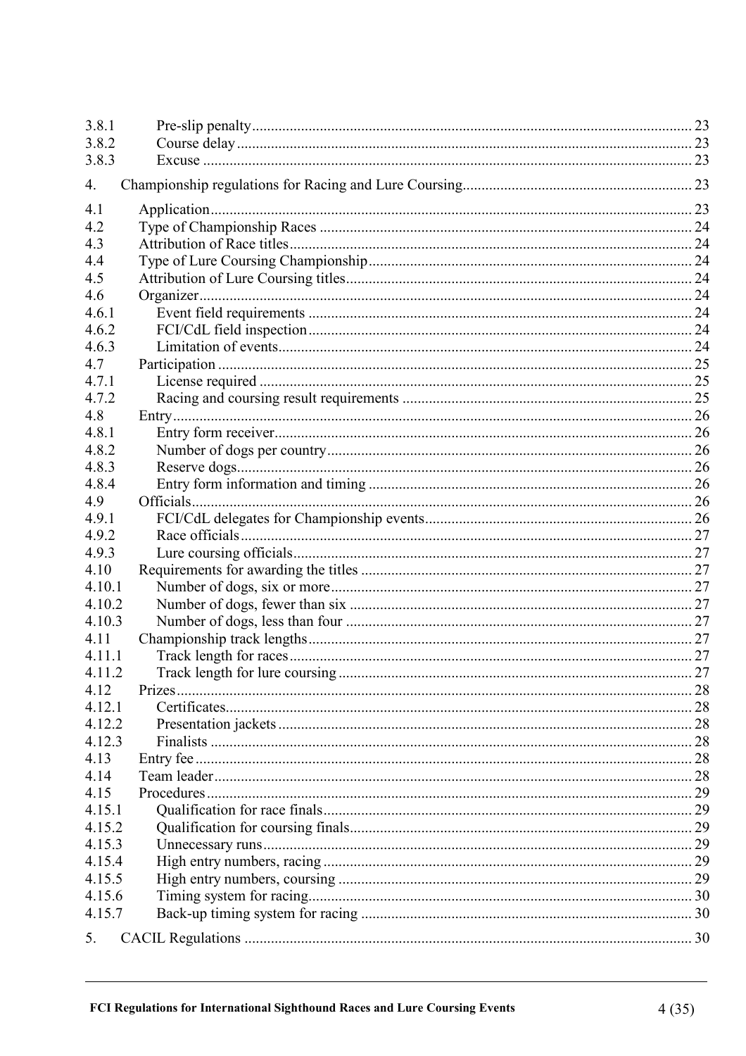| | | |
|---|---|---|
| 3.8.1 | Pre-slip penalty | 23 |
| 3.8.2 | Course delay | 23 |
| 3.8.3 | Excuse | 23 |
| 4. | Championship regulations for Racing and Lure Coursing | 23 |
| 4.1 | Application | 23 |
| 4.2 | Type of Championship Races | 24 |
| 4.3 | Attribution of Race titles | 24 |
| 4.4 | Type of Lure Coursing Championship | 24 |
| 4.5 | Attribution of Lure Coursing titles | 24 |
| 4.6 | Organizer | 24 |
| 4.6.1 | Event field requirements | 24 |
| 4.6.2 | FCI/CdL field inspection | 24 |
| 4.6.3 | Limitation of events | 24 |
| 4.7 | Participation | 25 |
| 4.7.1 | License required | 25 |
| 4.7.2 | Racing and coursing result requirements | 25 |
| 4.8 | Entry | 26 |
| 4.8.1 | Entry form receiver | 26 |
| 4.8.2 | Number of dogs per country | 26 |
| 4.8.3 | Reserve dogs | 26 |
| 4.8.4 | Entry form information and timing | 26 |
| 4.9 | Officials | 26 |
| 4.9.1 | FCI/CdL delegates for Championship events | 26 |
| 4.9.2 | Race officials | 27 |
| 4.9.3 | Lure coursing officials | 27 |
| 4.10 | Requirements for awarding the titles | 27 |
| 4.10.1 | Number of dogs, six or more | 27 |
| 4.10.2 | Number of dogs, fewer than six | 27 |
| 4.10.3 | Number of dogs, less than four | 27 |
| 4.11 | Championship track lengths | 27 |
| 4.11.1 | Track length for races | 27 |
| 4.11.2 | Track length for lure coursing | 27 |
| 4.12 | Prizes | 28 |
| 4.12.1 | Certificates | 28 |
| 4.12.2 | Presentation jackets | 28 |
| 4.12.3 | Finalists | 28 |
| 4.13 | Entry fee | 28 |
| 4.14 | Team leader | 28 |
| 4.15 | Procedures | 29 |
| 4.15.1 | Qualification for race finals | 29 |
| 4.15.2 | Qualification for coursing finals | 29 |
| 4.15.3 | Unnecessary runs | 29 |
| 4.15.4 | High entry numbers, racing | 29 |
| 4.15.5 | High entry numbers, coursing | 29 |
| 4.15.6 | Timing system for racing | 30 |
| 4.15.7 | Back-up timing system for racing | 30 |
| 5. | CACIL Regulations | 30 |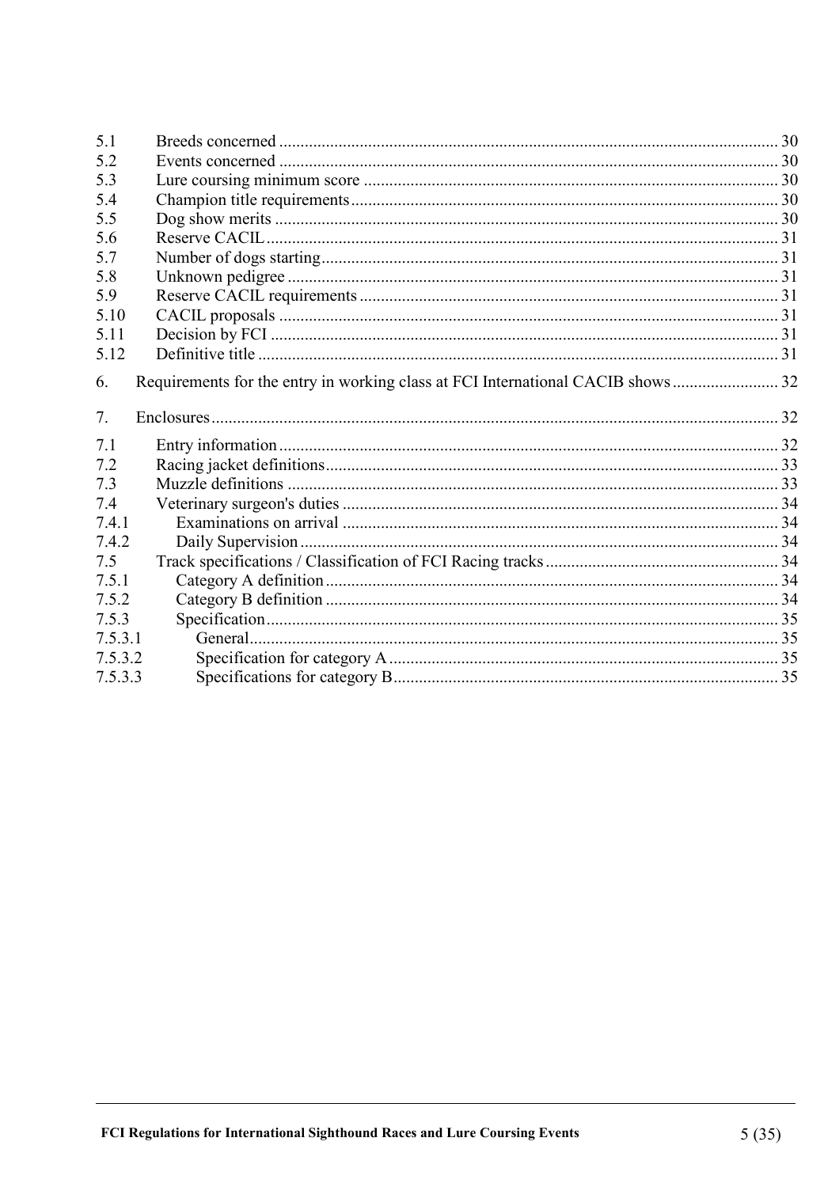| | | |
|---|---|---|
| 5.1 | Breeds concerned | 30 |
| 5.2 | Events concerned | 30 |
| 5.3 | Lure coursing minimum score | 30 |
| 5.4 | Champion title requirements | 30 |
| 5.5 | Dog show merits | 30 |
| 5.6 | Reserve CACIL | 31 |
| 5.7 | Number of dogs starting | 31 |
| 5.8 | Unknown pedigree | 31 |
| 5.9 | Reserve CACIL requirements | 31 |
| 5.10 | CACIL proposals | 31 |
| 5.11 | Decision by FCI | 31 |
| 5.12 | Definitive title | 31 |
| 6. | Requirements for the entry in working class at FCI International CACIB shows | 32 |
| 7. | Enclosures | 32 |
| 7.1 | Entry information | 32 |
| 7.2 | Racing jacket definitions | 33 |
| 7.3 | Muzzle definitions | 33 |
| 7.4 | Veterinary surgeon's duties | 34 |
| 7.4.1 | Examinations on arrival | 34 |
| 7.4.2 | Daily Supervision | 34 |
| 7.5 | Track specifications / Classification of FCI Racing tracks | 34 |
| 7.5.1 | Category A definition | 34 |
| 7.5.2 | Category B definition | 34 |
| 7.5.3 | Specification | 35 |
| 7.5.3.1 | General | 35 |
| 7.5.3.2 | Specification for category A | 35 |
| 7.5.3.3 | Specifications for category B | 35 |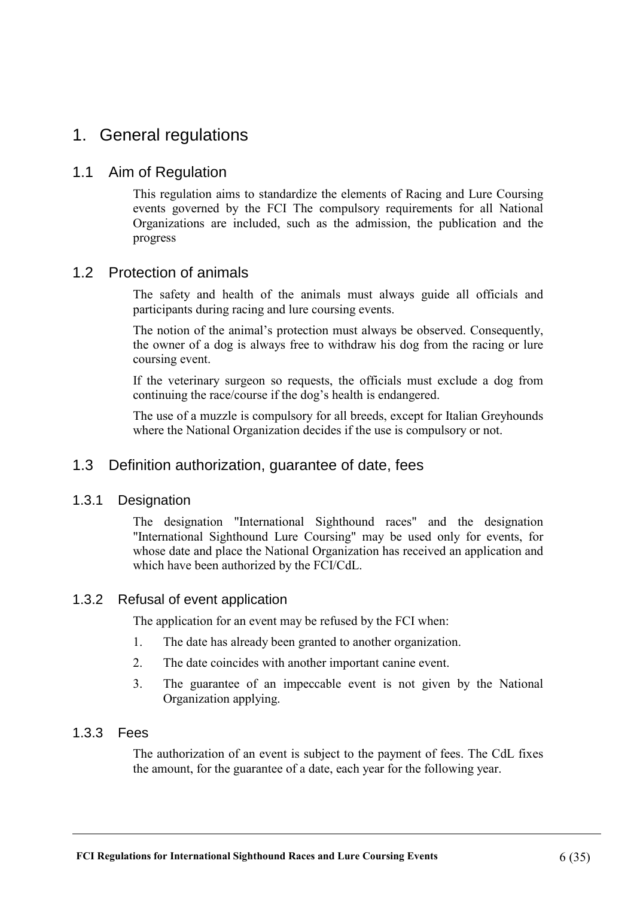# 1. General regulations

## 1.1 Aim of Regulation

This regulation aims to standardize the elements of Racing and Lure Coursing events governed by the FCI The compulsory requirements for all National Organizations are included, such as the admission, the publication and the progress

## 1.2 Protection of animals

The safety and health of the animals must always guide all officials and participants during racing and lure coursing events.

The notion of the animal's protection must always be observed. Consequently, the owner of a dog is always free to withdraw his dog from the racing or lure coursing event.

If the veterinary surgeon so requests, the officials must exclude a dog from continuing the race/course if the dog's health is endangered.

The use of a muzzle is compulsory for all breeds, except for Italian Greyhounds where the National Organization decides if the use is compulsory or not.

## 1.3 Definition authorization, guarantee of date, fees

### 1.3.1 Designation

The designation "International Sighthound races" and the designation "International Sighthound Lure Coursing" may be used only for events, for whose date and place the National Organization has received an application and which have been authorized by the FCI/CdL.

### 1.3.2 Refusal of event application

The application for an event may be refused by the FCI when:

1. The date has already been granted to another organization.
2. The date coincides with another important canine event.
3. The guarantee of an impeccable event is not given by the National Organization applying.

### 1.3.3 Fees

The authorization of an event is subject to the payment of fees. The CdL fixes the amount, for the guarantee of a date, each year for the following year.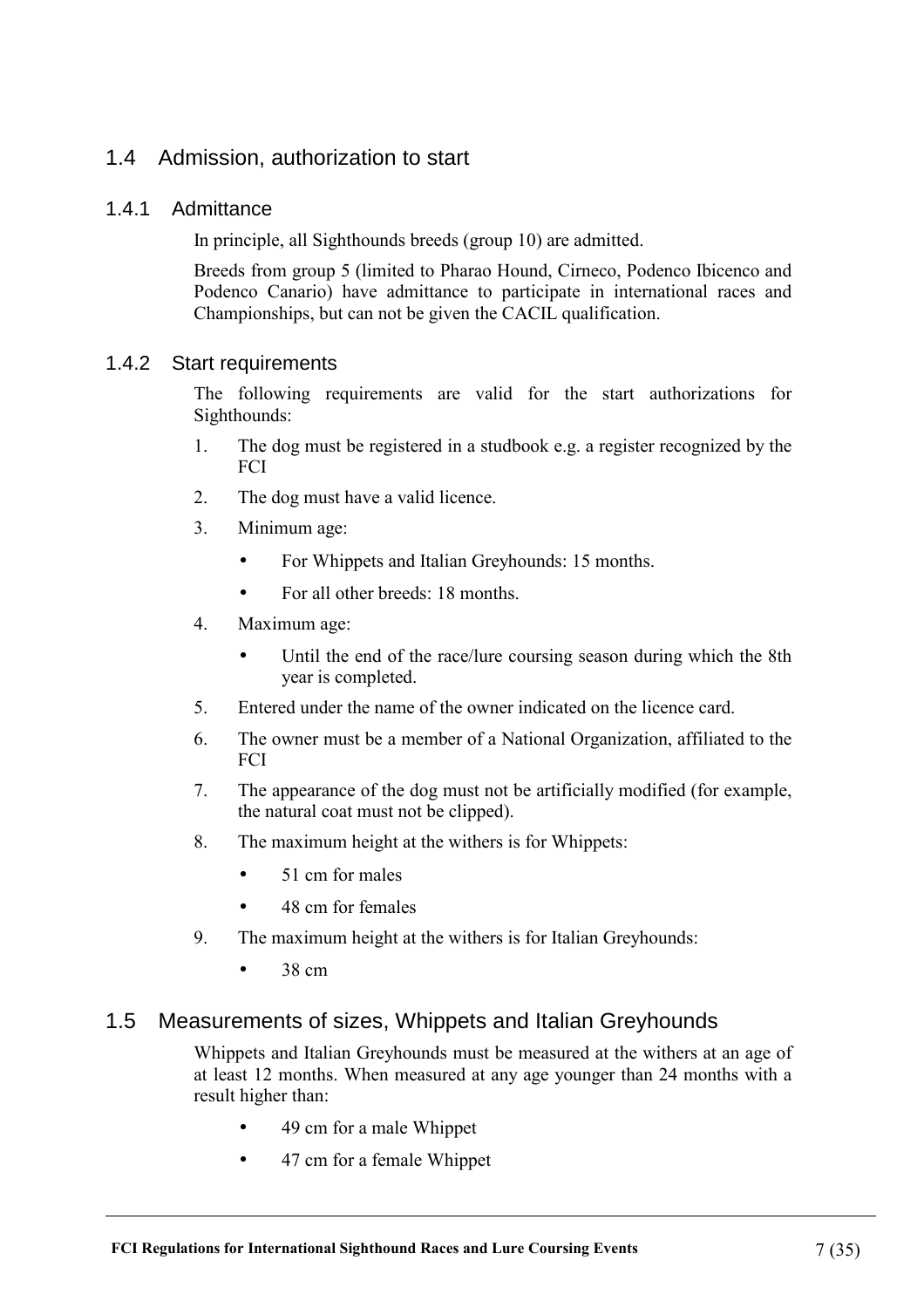## 1.4 Admission, authorization to start

### 1.4.1 Admittance

In principle, all Sighthounds breeds (group 10) are admitted.

Breeds from group 5 (limited to Pharao Hound, Cirneco, Podenco Ibicenco and Podenco Canario) have admittance to participate in international races and Championships, but can not be given the CACIL qualification.

### 1.4.2 Start requirements

The following requirements are valid for the start authorizations for Sighthounds:

1. The dog must be registered in a studbook e.g. a register recognized by the FCI
2. The dog must have a valid licence.
3. Minimum age:
   - For Whippets and Italian Greyhounds: 15 months.
   - For all other breeds: 18 months.
4. Maximum age:
   - Until the end of the race/lure coursing season during which the 8th year is completed.
5. Entered under the name of the owner indicated on the licence card.
6. The owner must be a member of a National Organization, affiliated to the FCI
7. The appearance of the dog must not be artificially modified (for example, the natural coat must not be clipped).
8. The maximum height at the withers is for Whippets:
   - 51 cm for males
   - 48 cm for females
9. The maximum height at the withers is for Italian Greyhounds:
   - 38 cm

## 1.5 Measurements of sizes, Whippets and Italian Greyhounds

Whippets and Italian Greyhounds must be measured at the withers at an age of at least 12 months. When measured at any age younger than 24 months with a result higher than:

- 49 cm for a male Whippet
- 47 cm for a female Whippet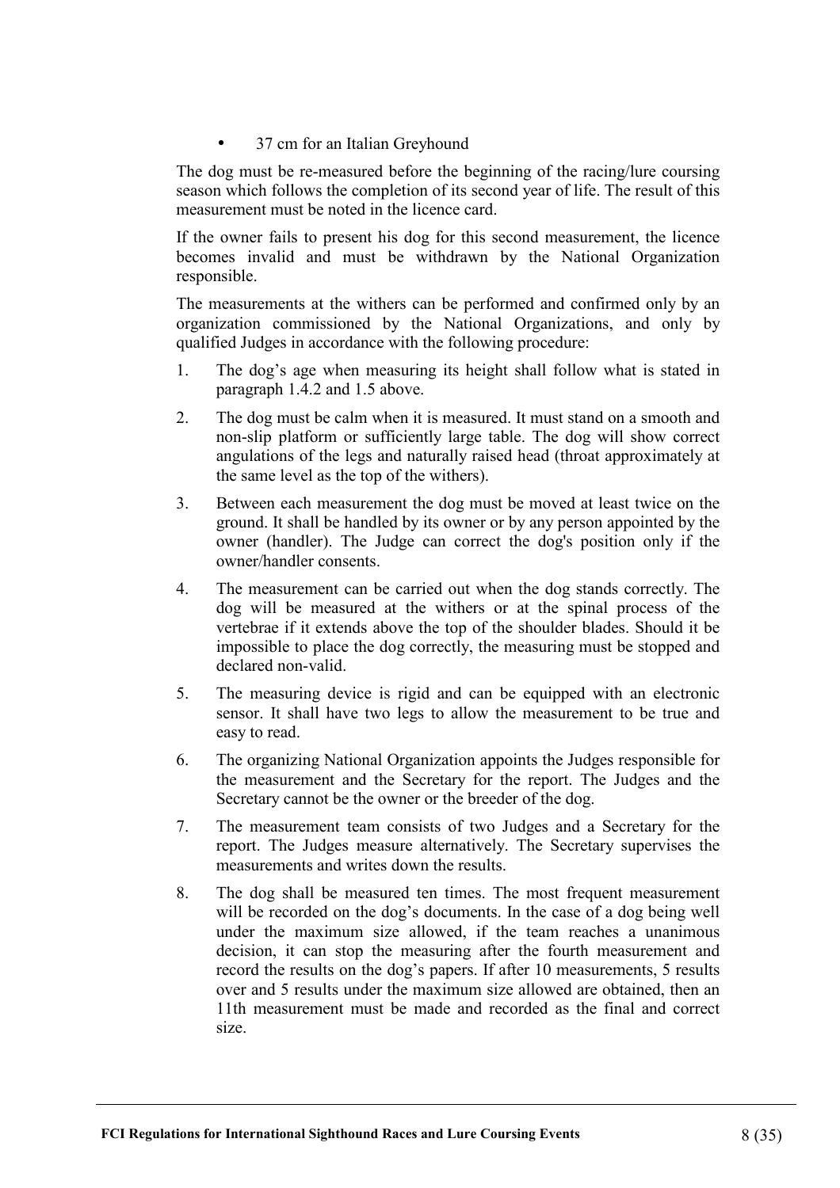- 37 cm for an Italian Greyhound

The dog must be re-measured before the beginning of the racing/lure coursing season which follows the completion of its second year of life. The result of this measurement must be noted in the licence card.

If the owner fails to present his dog for this second measurement, the licence becomes invalid and must be withdrawn by the National Organization responsible.

The measurements at the withers can be performed and confirmed only by an organization commissioned by the National Organizations, and only by qualified Judges in accordance with the following procedure:

1. The dog's age when measuring its height shall follow what is stated in paragraph 1.4.2 and 1.5 above.
2. The dog must be calm when it is measured. It must stand on a smooth and non-slip platform or sufficiently large table. The dog will show correct angulations of the legs and naturally raised head (throat approximately at the same level as the top of the withers).
3. Between each measurement the dog must be moved at least twice on the ground. It shall be handled by its owner or by any person appointed by the owner (handler). The Judge can correct the dog's position only if the owner/handler consents.
4. The measurement can be carried out when the dog stands correctly. The dog will be measured at the withers or at the spinal process of the vertebrae if it extends above the top of the shoulder blades. Should it be impossible to place the dog correctly, the measuring must be stopped and declared non-valid.
5. The measuring device is rigid and can be equipped with an electronic sensor. It shall have two legs to allow the measurement to be true and easy to read.
6. The organizing National Organization appoints the Judges responsible for the measurement and the Secretary for the report. The Judges and the Secretary cannot be the owner or the breeder of the dog.
7. The measurement team consists of two Judges and a Secretary for the report. The Judges measure alternatively. The Secretary supervises the measurements and writes down the results.
8. The dog shall be measured ten times. The most frequent measurement will be recorded on the dog's documents. In the case of a dog being well under the maximum size allowed, if the team reaches a unanimous decision, it can stop the measuring after the fourth measurement and record the results on the dog's papers. If after 10 measurements, 5 results over and 5 results under the maximum size allowed are obtained, then an 11th measurement must be made and recorded as the final and correct size.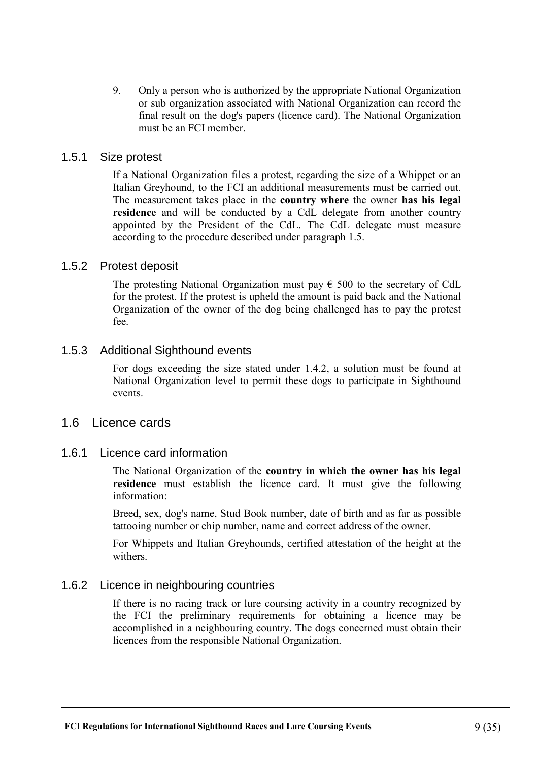9. Only a person who is authorized by the appropriate National Organization or sub organization associated with National Organization can record the final result on the dog's papers (licence card). The National Organization must be an FCI member.

### 1.5.1 Size protest

If a National Organization files a protest, regarding the size of a Whippet or an Italian Greyhound, to the FCI an additional measurements must be carried out. The measurement takes place in the **country where** the owner **has his legal residence** and will be conducted by a CdL delegate from another country appointed by the President of the CdL. The CdL delegate must measure according to the procedure described under paragraph 1.5.

### 1.5.2 Protest deposit

The protesting National Organization must pay € 500 to the secretary of CdL for the protest. If the protest is upheld the amount is paid back and the National Organization of the owner of the dog being challenged has to pay the protest fee.

### 1.5.3 Additional Sighthound events

For dogs exceeding the size stated under 1.4.2, a solution must be found at National Organization level to permit these dogs to participate in Sighthound events.

## 1.6 Licence cards

### 1.6.1 Licence card information

The National Organization of the **country in which the owner has his legal residence** must establish the licence card. It must give the following information:

Breed, sex, dog's name, Stud Book number, date of birth and as far as possible tattooing number or chip number, name and correct address of the owner.

For Whippets and Italian Greyhounds, certified attestation of the height at the withers.

### 1.6.2 Licence in neighbouring countries

If there is no racing track or lure coursing activity in a country recognized by the FCI the preliminary requirements for obtaining a licence may be accomplished in a neighbouring country. The dogs concerned must obtain their licences from the responsible National Organization.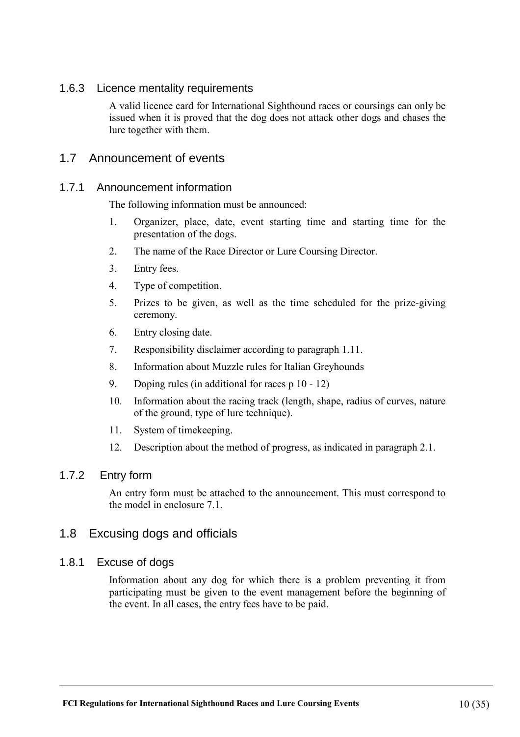### 1.6.3 Licence mentality requirements

A valid licence card for International Sighthound races or coursings can only be issued when it is proved that the dog does not attack other dogs and chases the lure together with them.

## 1.7 Announcement of events

### 1.7.1 Announcement information

The following information must be announced:

1. Organizer, place, date, event starting time and starting time for the presentation of the dogs.
2. The name of the Race Director or Lure Coursing Director.
3. Entry fees.
4. Type of competition.
5. Prizes to be given, as well as the time scheduled for the prize-giving ceremony.
6. Entry closing date.
7. Responsibility disclaimer according to paragraph 1.11.
8. Information about Muzzle rules for Italian Greyhounds
9. Doping rules (in additional for races p 10 - 12)
10. Information about the racing track (length, shape, radius of curves, nature of the ground, type of lure technique).
11. System of timekeeping.
12. Description about the method of progress, as indicated in paragraph 2.1.

### 1.7.2 Entry form

An entry form must be attached to the announcement. This must correspond to the model in enclosure 7.1.

## 1.8 Excusing dogs and officials

### 1.8.1 Excuse of dogs

Information about any dog for which there is a problem preventing it from participating must be given to the event management before the beginning of the event. In all cases, the entry fees have to be paid.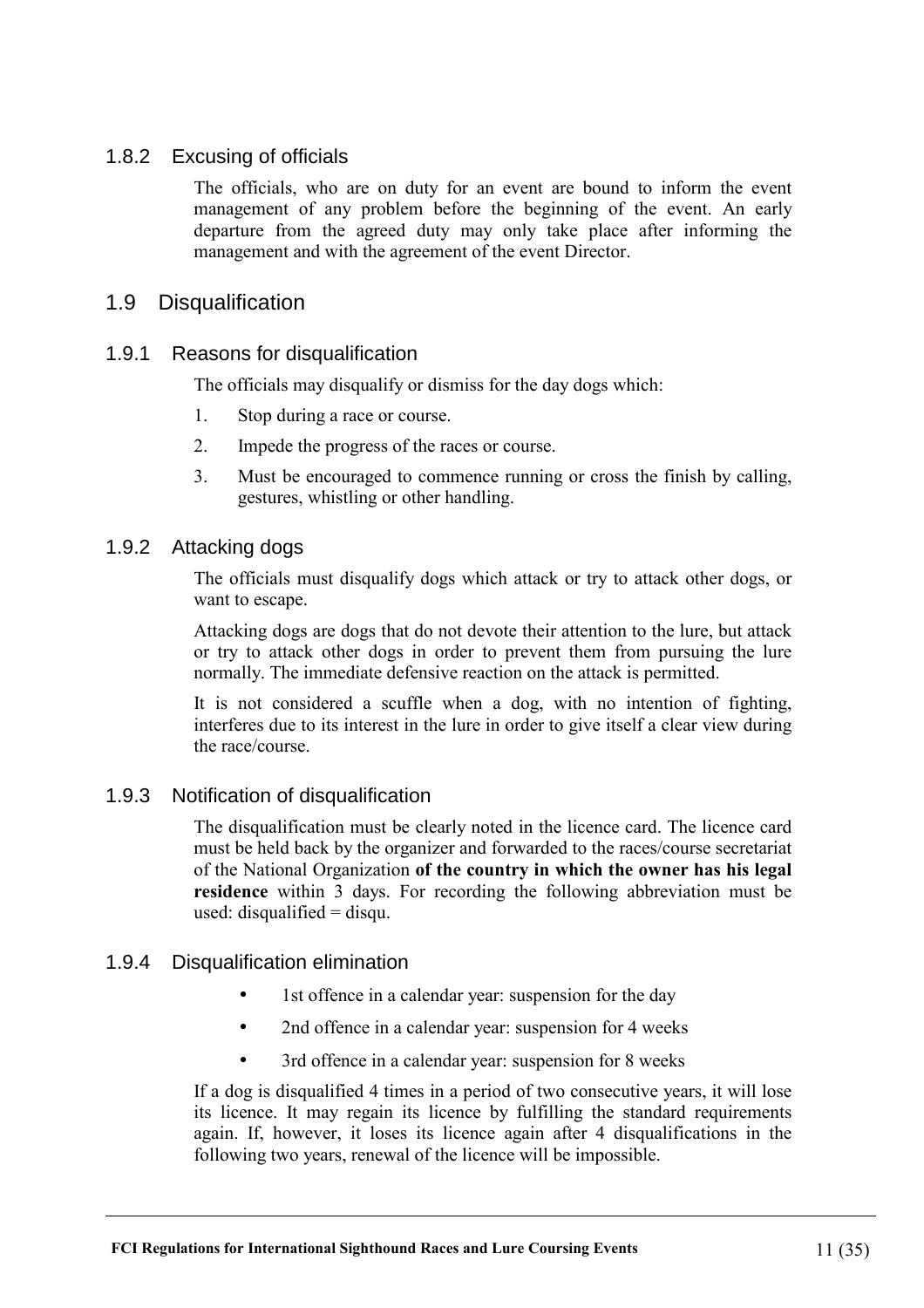### 1.8.2 Excusing of officials

The officials, who are on duty for an event are bound to inform the event management of any problem before the beginning of the event. An early departure from the agreed duty may only take place after informing the management and with the agreement of the event Director.

## 1.9 Disqualification

### 1.9.1 Reasons for disqualification

The officials may disqualify or dismiss for the day dogs which:

1. Stop during a race or course.
2. Impede the progress of the races or course.
3. Must be encouraged to commence running or cross the finish by calling, gestures, whistling or other handling.

### 1.9.2 Attacking dogs

The officials must disqualify dogs which attack or try to attack other dogs, or want to escape.

Attacking dogs are dogs that do not devote their attention to the lure, but attack or try to attack other dogs in order to prevent them from pursuing the lure normally. The immediate defensive reaction on the attack is permitted.

It is not considered a scuffle when a dog, with no intention of fighting, interferes due to its interest in the lure in order to give itself a clear view during the race/course.

### 1.9.3 Notification of disqualification

The disqualification must be clearly noted in the licence card. The licence card must be held back by the organizer and forwarded to the races/course secretariat of the National Organization **of the country in which the owner has his legal residence** within 3 days. For recording the following abbreviation must be used: disqualified = disqu.

### 1.9.4 Disqualification elimination

- 1st offence in a calendar year: suspension for the day
- 2nd offence in a calendar year: suspension for 4 weeks
- 3rd offence in a calendar year: suspension for 8 weeks

If a dog is disqualified 4 times in a period of two consecutive years, it will lose its licence. It may regain its licence by fulfilling the standard requirements again. If, however, it loses its licence again after 4 disqualifications in the following two years, renewal of the licence will be impossible.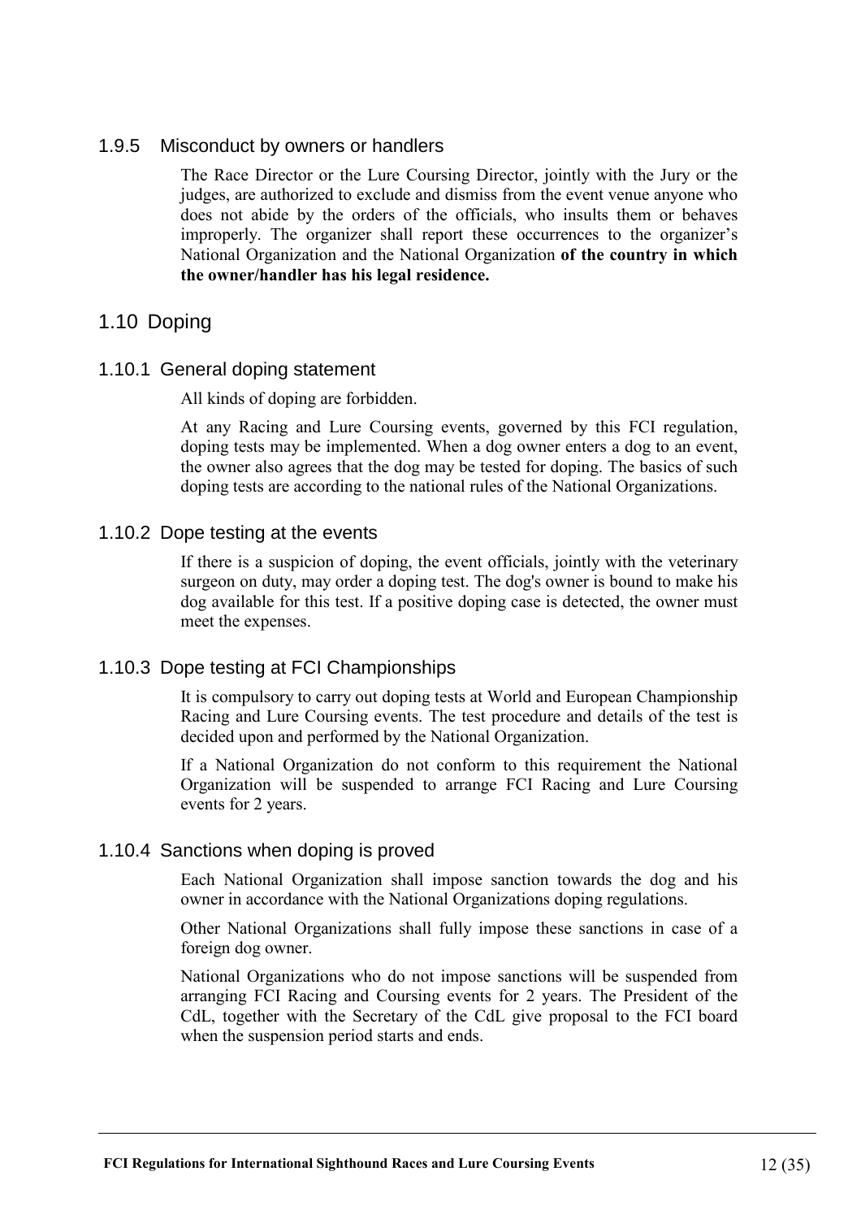### 1.9.5 Misconduct by owners or handlers

The Race Director or the Lure Coursing Director, jointly with the Jury or the judges, are authorized to exclude and dismiss from the event venue anyone who does not abide by the orders of the officials, who insults them or behaves improperly. The organizer shall report these occurrences to the organizer's National Organization and the National Organization **of the country in which the owner/handler has his legal residence.**

## 1.10 Doping

### 1.10.1 General doping statement

All kinds of doping are forbidden.

At any Racing and Lure Coursing events, governed by this FCI regulation, doping tests may be implemented. When a dog owner enters a dog to an event, the owner also agrees that the dog may be tested for doping. The basics of such doping tests are according to the national rules of the National Organizations.

### 1.10.2 Dope testing at the events

If there is a suspicion of doping, the event officials, jointly with the veterinary surgeon on duty, may order a doping test. The dog's owner is bound to make his dog available for this test. If a positive doping case is detected, the owner must meet the expenses.

### 1.10.3 Dope testing at FCI Championships

It is compulsory to carry out doping tests at World and European Championship Racing and Lure Coursing events. The test procedure and details of the test is decided upon and performed by the National Organization.

If a National Organization do not conform to this requirement the National Organization will be suspended to arrange FCI Racing and Lure Coursing events for 2 years.

### 1.10.4 Sanctions when doping is proved

Each National Organization shall impose sanction towards the dog and his owner in accordance with the National Organizations doping regulations.

Other National Organizations shall fully impose these sanctions in case of a foreign dog owner.

National Organizations who do not impose sanctions will be suspended from arranging FCI Racing and Coursing events for 2 years. The President of the CdL, together with the Secretary of the CdL give proposal to the FCI board when the suspension period starts and ends.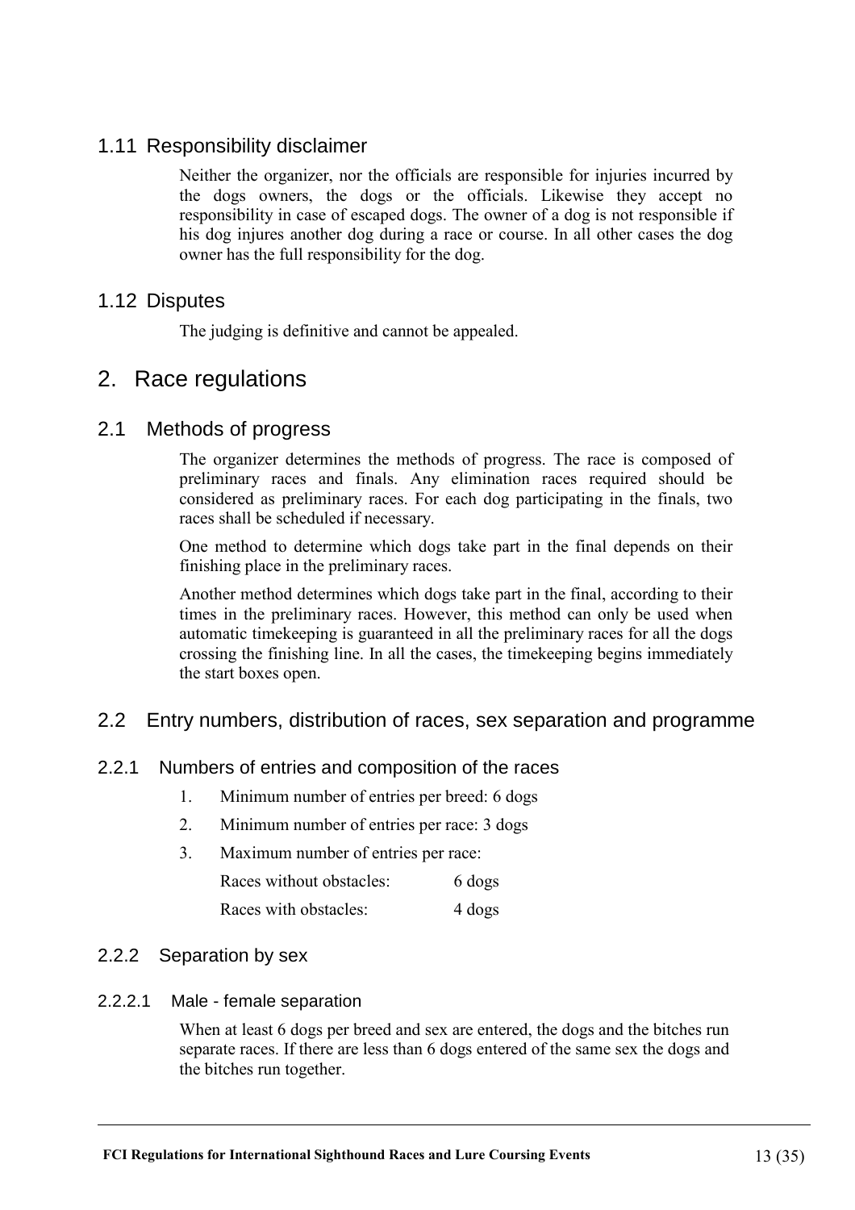## 1.11 Responsibility disclaimer

Neither the organizer, nor the officials are responsible for injuries incurred by the dogs owners, the dogs or the officials. Likewise they accept no responsibility in case of escaped dogs. The owner of a dog is not responsible if his dog injures another dog during a race or course. In all other cases the dog owner has the full responsibility for the dog.

## 1.12 Disputes

The judging is definitive and cannot be appealed.

# 2. Race regulations

## 2.1 Methods of progress

The organizer determines the methods of progress. The race is composed of preliminary races and finals. Any elimination races required should be considered as preliminary races. For each dog participating in the finals, two races shall be scheduled if necessary.

One method to determine which dogs take part in the final depends on their finishing place in the preliminary races.

Another method determines which dogs take part in the final, according to their times in the preliminary races. However, this method can only be used when automatic timekeeping is guaranteed in all the preliminary races for all the dogs crossing the finishing line. In all the cases, the timekeeping begins immediately the start boxes open.

## 2.2 Entry numbers, distribution of races, sex separation and programme

### 2.2.1 Numbers of entries and composition of the races

1. Minimum number of entries per breed: 6 dogs
2. Minimum number of entries per race: 3 dogs
3. Maximum number of entries per race:

   Races without obstacles: 6 dogs

   Races with obstacles: 4 dogs

### 2.2.2 Separation by sex

#### 2.2.2.1 Male - female separation

When at least 6 dogs per breed and sex are entered, the dogs and the bitches run separate races. If there are less than 6 dogs entered of the same sex the dogs and the bitches run together.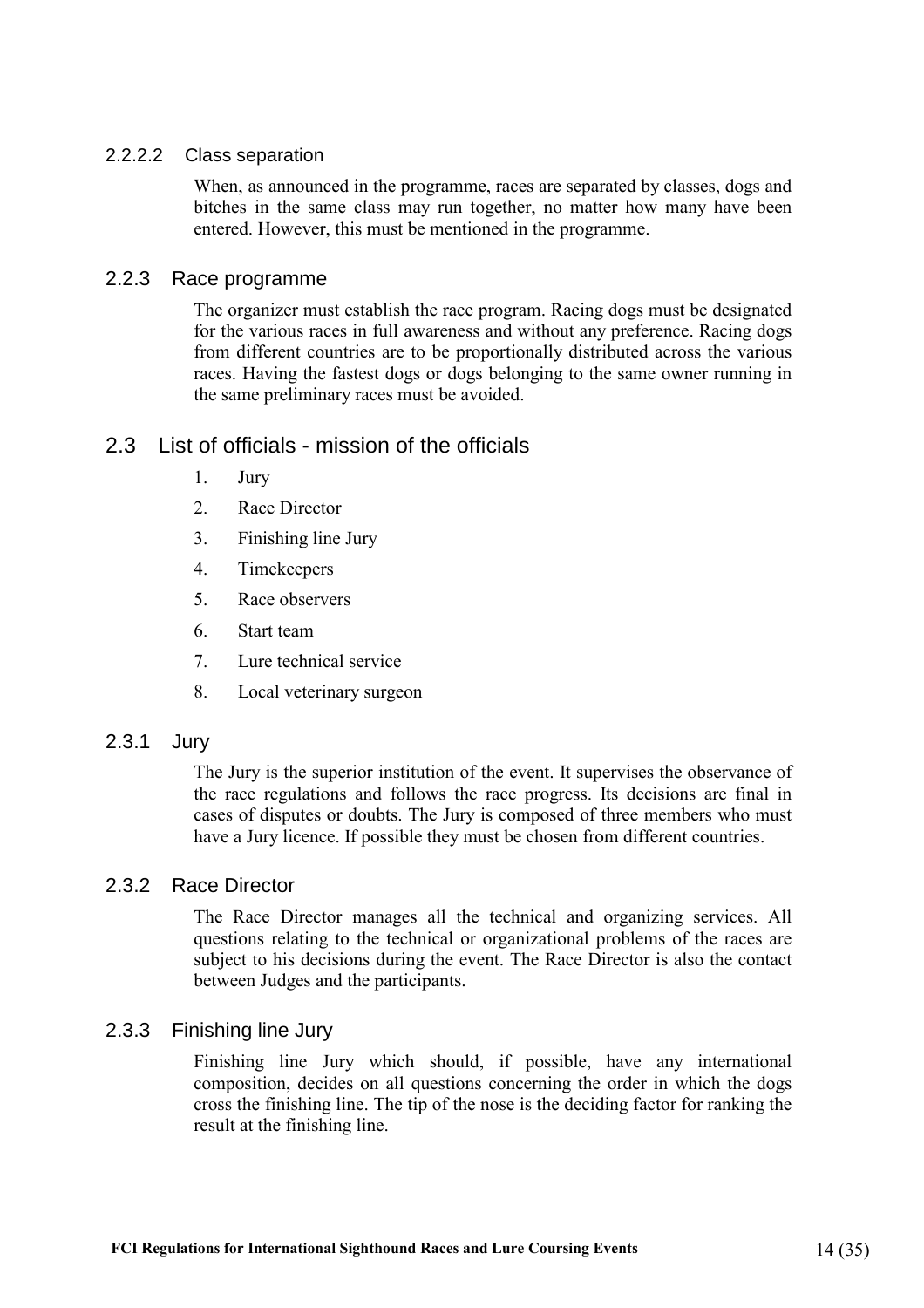#### 2.2.2.2 Class separation

When, as announced in the programme, races are separated by classes, dogs and bitches in the same class may run together, no matter how many have been entered. However, this must be mentioned in the programme.

### 2.2.3 Race programme

The organizer must establish the race program. Racing dogs must be designated for the various races in full awareness and without any preference. Racing dogs from different countries are to be proportionally distributed across the various races. Having the fastest dogs or dogs belonging to the same owner running in the same preliminary races must be avoided.

## 2.3 List of officials - mission of the officials

1. Jury
2. Race Director
3. Finishing line Jury
4. Timekeepers
5. Race observers
6. Start team
7. Lure technical service
8. Local veterinary surgeon

### 2.3.1 Jury

The Jury is the superior institution of the event. It supervises the observance of the race regulations and follows the race progress. Its decisions are final in cases of disputes or doubts. The Jury is composed of three members who must have a Jury licence. If possible they must be chosen from different countries.

### 2.3.2 Race Director

The Race Director manages all the technical and organizing services. All questions relating to the technical or organizational problems of the races are subject to his decisions during the event. The Race Director is also the contact between Judges and the participants.

### 2.3.3 Finishing line Jury

Finishing line Jury which should, if possible, have any international composition, decides on all questions concerning the order in which the dogs cross the finishing line. The tip of the nose is the deciding factor for ranking the result at the finishing line.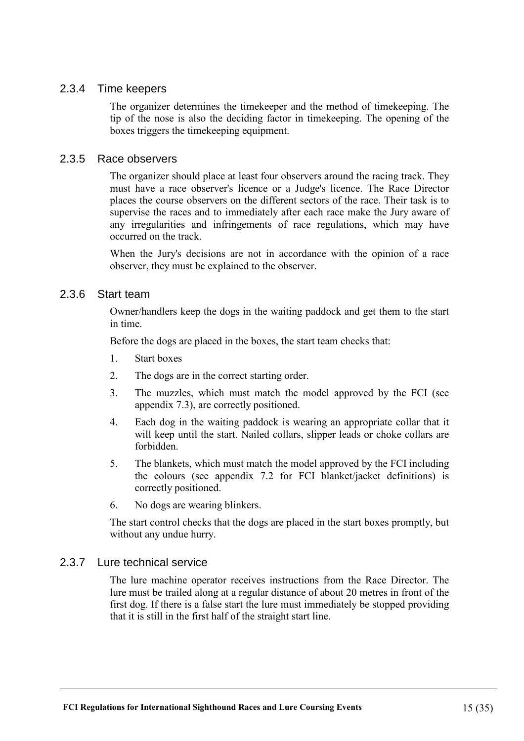### 2.3.4 Time keepers

The organizer determines the timekeeper and the method of timekeeping. The tip of the nose is also the deciding factor in timekeeping. The opening of the boxes triggers the timekeeping equipment.

### 2.3.5 Race observers

The organizer should place at least four observers around the racing track. They must have a race observer's licence or a Judge's licence. The Race Director places the course observers on the different sectors of the race. Their task is to supervise the races and to immediately after each race make the Jury aware of any irregularities and infringements of race regulations, which may have occurred on the track.

When the Jury's decisions are not in accordance with the opinion of a race observer, they must be explained to the observer.

### 2.3.6 Start team

Owner/handlers keep the dogs in the waiting paddock and get them to the start in time.

Before the dogs are placed in the boxes, the start team checks that:

1. Start boxes
2. The dogs are in the correct starting order.
3. The muzzles, which must match the model approved by the FCI (see appendix 7.3), are correctly positioned.
4. Each dog in the waiting paddock is wearing an appropriate collar that it will keep until the start. Nailed collars, slipper leads or choke collars are forbidden.
5. The blankets, which must match the model approved by the FCI including the colours (see appendix 7.2 for FCI blanket/jacket definitions) is correctly positioned.
6. No dogs are wearing blinkers.

The start control checks that the dogs are placed in the start boxes promptly, but without any undue hurry.

### 2.3.7 Lure technical service

The lure machine operator receives instructions from the Race Director. The lure must be trailed along at a regular distance of about 20 metres in front of the first dog. If there is a false start the lure must immediately be stopped providing that it is still in the first half of the straight start line.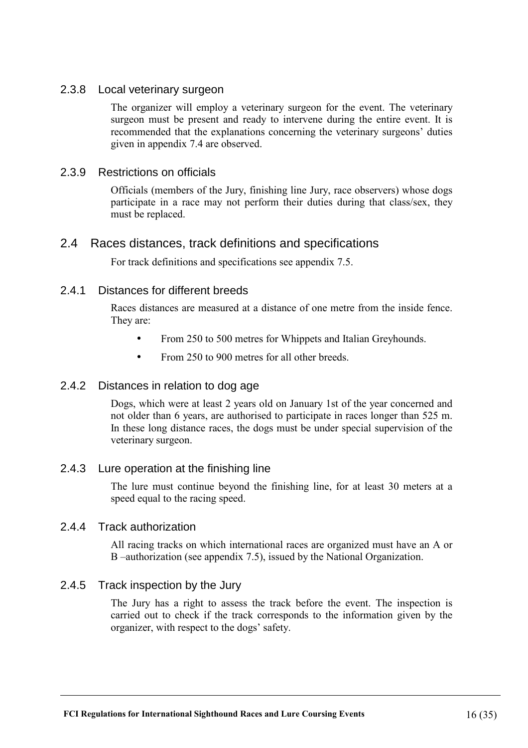### 2.3.8 Local veterinary surgeon

The organizer will employ a veterinary surgeon for the event. The veterinary surgeon must be present and ready to intervene during the entire event. It is recommended that the explanations concerning the veterinary surgeons' duties given in appendix 7.4 are observed.

### 2.3.9 Restrictions on officials

Officials (members of the Jury, finishing line Jury, race observers) whose dogs participate in a race may not perform their duties during that class/sex, they must be replaced.

## 2.4 Races distances, track definitions and specifications

For track definitions and specifications see appendix 7.5.

### 2.4.1 Distances for different breeds

Races distances are measured at a distance of one metre from the inside fence. They are:

- From 250 to 500 metres for Whippets and Italian Greyhounds.
- From 250 to 900 metres for all other breeds.

### 2.4.2 Distances in relation to dog age

Dogs, which were at least 2 years old on January 1st of the year concerned and not older than 6 years, are authorised to participate in races longer than 525 m. In these long distance races, the dogs must be under special supervision of the veterinary surgeon.

### 2.4.3 Lure operation at the finishing line

The lure must continue beyond the finishing line, for at least 30 meters at a speed equal to the racing speed.

### 2.4.4 Track authorization

All racing tracks on which international races are organized must have an A or B –authorization (see appendix 7.5), issued by the National Organization.

### 2.4.5 Track inspection by the Jury

The Jury has a right to assess the track before the event. The inspection is carried out to check if the track corresponds to the information given by the organizer, with respect to the dogs' safety.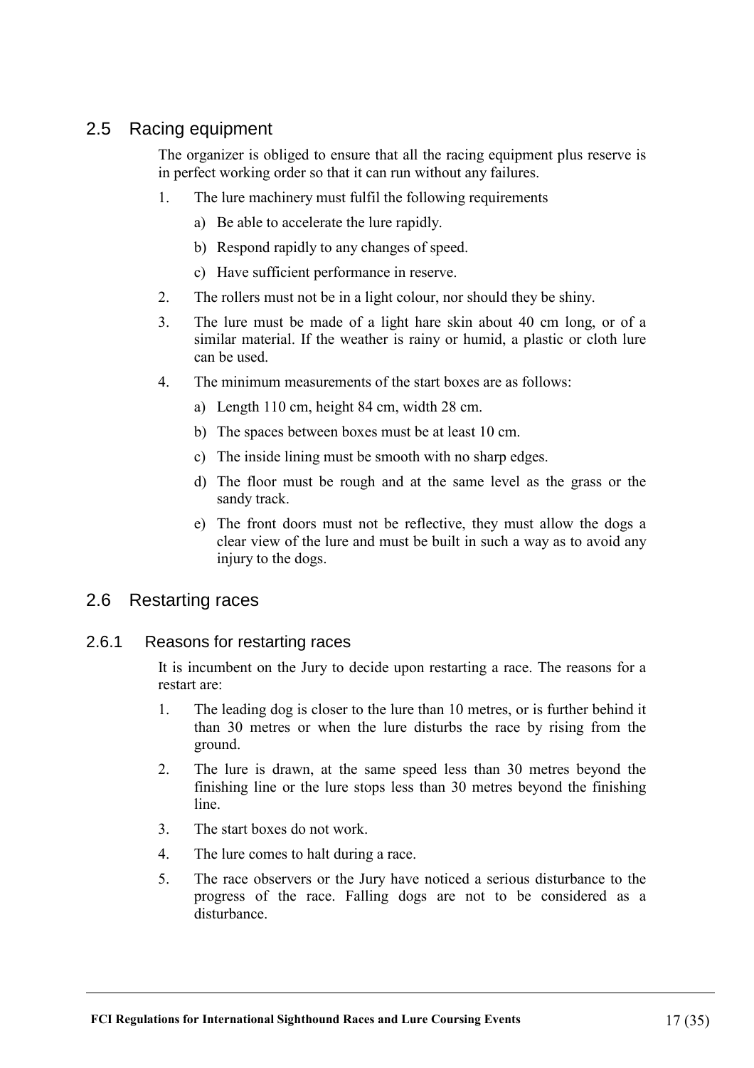## 2.5 Racing equipment

The organizer is obliged to ensure that all the racing equipment plus reserve is in perfect working order so that it can run without any failures.

1. The lure machinery must fulfil the following requirements
   a) Be able to accelerate the lure rapidly.
   b) Respond rapidly to any changes of speed.
   c) Have sufficient performance in reserve.
2. The rollers must not be in a light colour, nor should they be shiny.
3. The lure must be made of a light hare skin about 40 cm long, or of a similar material. If the weather is rainy or humid, a plastic or cloth lure can be used.
4. The minimum measurements of the start boxes are as follows:
   a) Length 110 cm, height 84 cm, width 28 cm.
   b) The spaces between boxes must be at least 10 cm.
   c) The inside lining must be smooth with no sharp edges.
   d) The floor must be rough and at the same level as the grass or the sandy track.
   e) The front doors must not be reflective, they must allow the dogs a clear view of the lure and must be built in such a way as to avoid any injury to the dogs.

## 2.6 Restarting races

### 2.6.1 Reasons for restarting races

It is incumbent on the Jury to decide upon restarting a race. The reasons for a restart are:

1. The leading dog is closer to the lure than 10 metres, or is further behind it than 30 metres or when the lure disturbs the race by rising from the ground.
2. The lure is drawn, at the same speed less than 30 metres beyond the finishing line or the lure stops less than 30 metres beyond the finishing line.
3. The start boxes do not work.
4. The lure comes to halt during a race.
5. The race observers or the Jury have noticed a serious disturbance to the progress of the race. Falling dogs are not to be considered as a disturbance.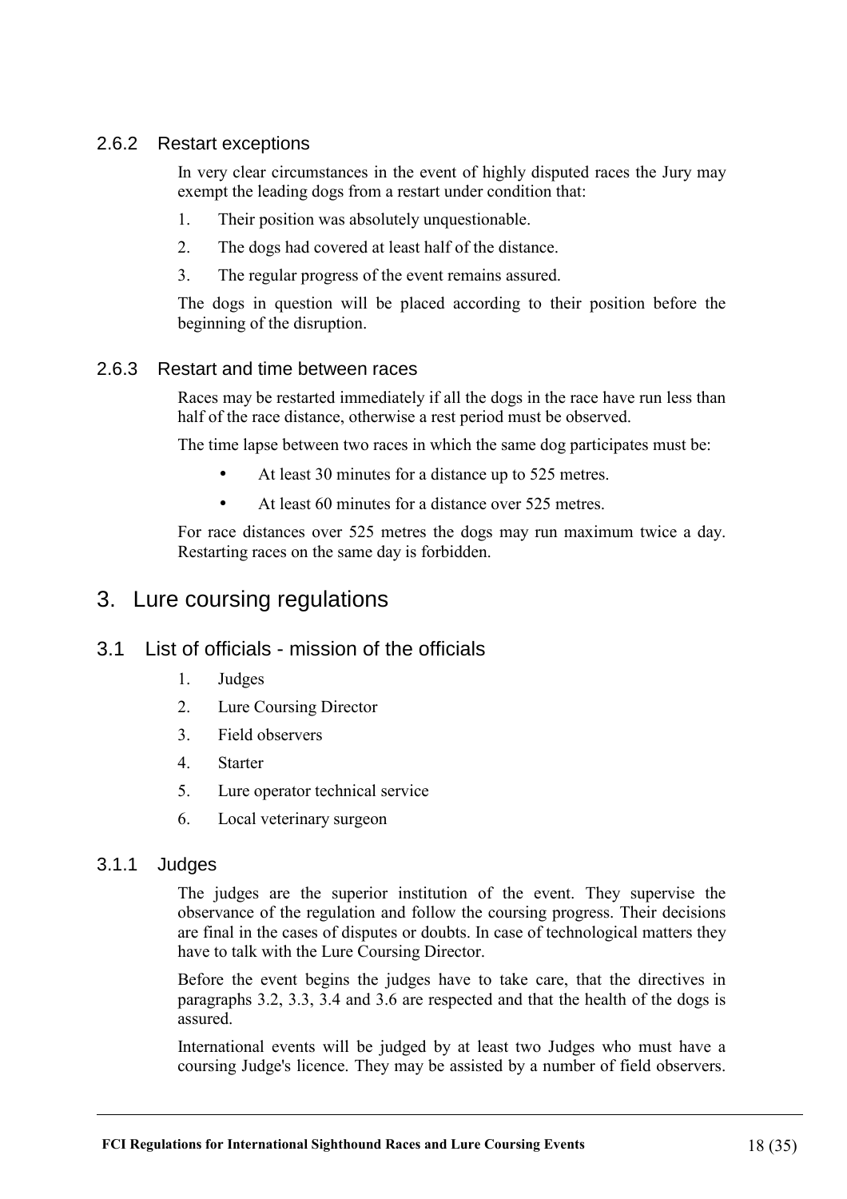### 2.6.2 Restart exceptions

In very clear circumstances in the event of highly disputed races the Jury may exempt the leading dogs from a restart under condition that:

1. Their position was absolutely unquestionable.
2. The dogs had covered at least half of the distance.
3. The regular progress of the event remains assured.

The dogs in question will be placed according to their position before the beginning of the disruption.

### 2.6.3 Restart and time between races

Races may be restarted immediately if all the dogs in the race have run less than half of the race distance, otherwise a rest period must be observed.

The time lapse between two races in which the same dog participates must be:

- At least 30 minutes for a distance up to 525 metres.
- At least 60 minutes for a distance over 525 metres.

For race distances over 525 metres the dogs may run maximum twice a day. Restarting races on the same day is forbidden.

# 3. Lure coursing regulations

## 3.1 List of officials - mission of the officials

1. Judges
2. Lure Coursing Director
3. Field observers
4. Starter
5. Lure operator technical service
6. Local veterinary surgeon

### 3.1.1 Judges

The judges are the superior institution of the event. They supervise the observance of the regulation and follow the coursing progress. Their decisions are final in the cases of disputes or doubts. In case of technological matters they have to talk with the Lure Coursing Director.

Before the event begins the judges have to take care, that the directives in paragraphs 3.2, 3.3, 3.4 and 3.6 are respected and that the health of the dogs is assured.

International events will be judged by at least two Judges who must have a coursing Judge's licence. They may be assisted by a number of field observers.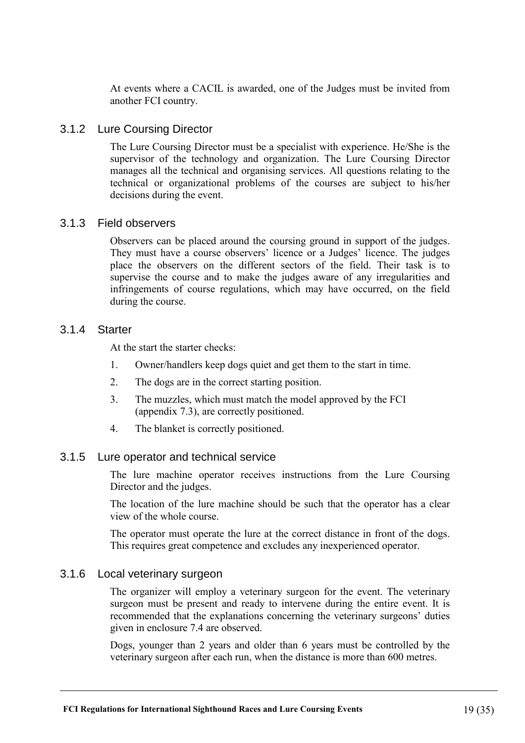At events where a CACIL is awarded, one of the Judges must be invited from another FCI country.

### 3.1.2 Lure Coursing Director

The Lure Coursing Director must be a specialist with experience. He/She is the supervisor of the technology and organization. The Lure Coursing Director manages all the technical and organising services. All questions relating to the technical or organizational problems of the courses are subject to his/her decisions during the event.

### 3.1.3 Field observers

Observers can be placed around the coursing ground in support of the judges. They must have a course observers' licence or a Judges' licence. The judges place the observers on the different sectors of the field. Their task is to supervise the course and to make the judges aware of any irregularities and infringements of course regulations, which may have occurred, on the field during the course.

### 3.1.4 Starter

At the start the starter checks:

1. Owner/handlers keep dogs quiet and get them to the start in time.
2. The dogs are in the correct starting position.
3. The muzzles, which must match the model approved by the FCI (appendix 7.3), are correctly positioned.
4. The blanket is correctly positioned.

### 3.1.5 Lure operator and technical service

The lure machine operator receives instructions from the Lure Coursing Director and the judges.

The location of the lure machine should be such that the operator has a clear view of the whole course.

The operator must operate the lure at the correct distance in front of the dogs. This requires great competence and excludes any inexperienced operator.

### 3.1.6 Local veterinary surgeon

The organizer will employ a veterinary surgeon for the event. The veterinary surgeon must be present and ready to intervene during the entire event. It is recommended that the explanations concerning the veterinary surgeons' duties given in enclosure 7.4 are observed.

Dogs, younger than 2 years and older than 6 years must be controlled by the veterinary surgeon after each run, when the distance is more than 600 metres.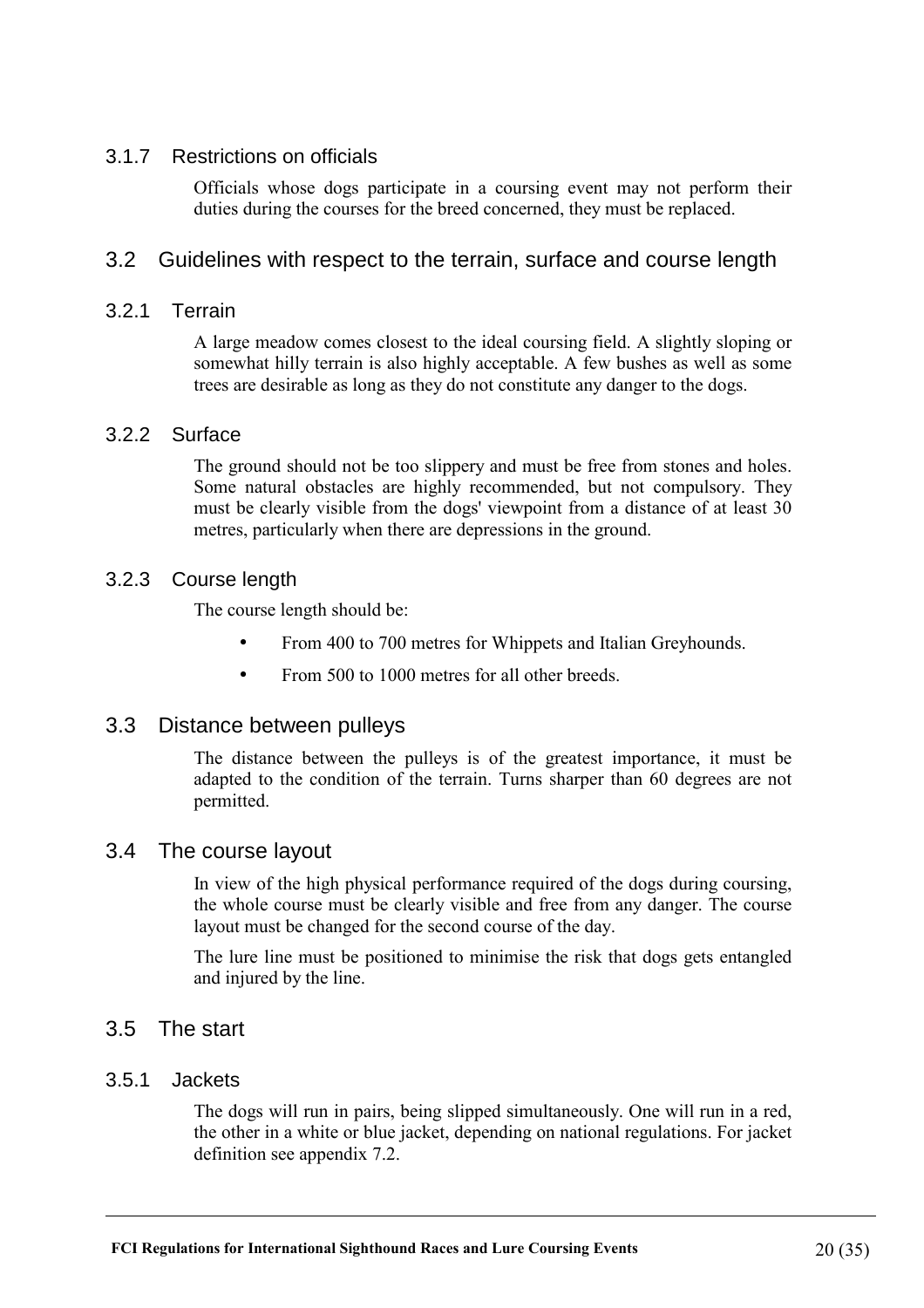### 3.1.7 Restrictions on officials

Officials whose dogs participate in a coursing event may not perform their duties during the courses for the breed concerned, they must be replaced.

## 3.2 Guidelines with respect to the terrain, surface and course length

### 3.2.1 Terrain

A large meadow comes closest to the ideal coursing field. A slightly sloping or somewhat hilly terrain is also highly acceptable. A few bushes as well as some trees are desirable as long as they do not constitute any danger to the dogs.

### 3.2.2 Surface

The ground should not be too slippery and must be free from stones and holes. Some natural obstacles are highly recommended, but not compulsory. They must be clearly visible from the dogs' viewpoint from a distance of at least 30 metres, particularly when there are depressions in the ground.

### 3.2.3 Course length

The course length should be:

- From 400 to 700 metres for Whippets and Italian Greyhounds.
- From 500 to 1000 metres for all other breeds.

## 3.3 Distance between pulleys

The distance between the pulleys is of the greatest importance, it must be adapted to the condition of the terrain. Turns sharper than 60 degrees are not permitted.

## 3.4 The course layout

In view of the high physical performance required of the dogs during coursing, the whole course must be clearly visible and free from any danger. The course layout must be changed for the second course of the day.

The lure line must be positioned to minimise the risk that dogs gets entangled and injured by the line.

## 3.5 The start

### 3.5.1 Jackets

The dogs will run in pairs, being slipped simultaneously. One will run in a red, the other in a white or blue jacket, depending on national regulations. For jacket definition see appendix 7.2.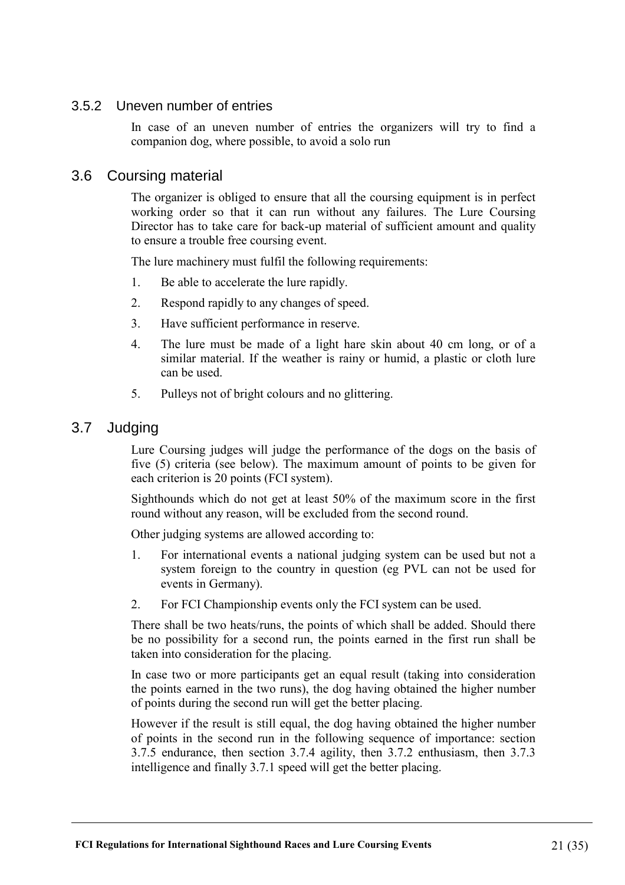### 3.5.2 Uneven number of entries

In case of an uneven number of entries the organizers will try to find a companion dog, where possible, to avoid a solo run

## 3.6 Coursing material

The organizer is obliged to ensure that all the coursing equipment is in perfect working order so that it can run without any failures. The Lure Coursing Director has to take care for back-up material of sufficient amount and quality to ensure a trouble free coursing event.

The lure machinery must fulfil the following requirements:

1. Be able to accelerate the lure rapidly.
2. Respond rapidly to any changes of speed.
3. Have sufficient performance in reserve.
4. The lure must be made of a light hare skin about 40 cm long, or of a similar material. If the weather is rainy or humid, a plastic or cloth lure can be used.
5. Pulleys not of bright colours and no glittering.

## 3.7 Judging

Lure Coursing judges will judge the performance of the dogs on the basis of five (5) criteria (see below). The maximum amount of points to be given for each criterion is 20 points (FCI system).

Sighthounds which do not get at least 50% of the maximum score in the first round without any reason, will be excluded from the second round.

Other judging systems are allowed according to:

1. For international events a national judging system can be used but not a system foreign to the country in question (eg PVL can not be used for events in Germany).
2. For FCI Championship events only the FCI system can be used.

There shall be two heats/runs, the points of which shall be added. Should there be no possibility for a second run, the points earned in the first run shall be taken into consideration for the placing.

In case two or more participants get an equal result (taking into consideration the points earned in the two runs), the dog having obtained the higher number of points during the second run will get the better placing.

However if the result is still equal, the dog having obtained the higher number of points in the second run in the following sequence of importance: section 3.7.5 endurance, then section 3.7.4 agility, then 3.7.2 enthusiasm, then 3.7.3 intelligence and finally 3.7.1 speed will get the better placing.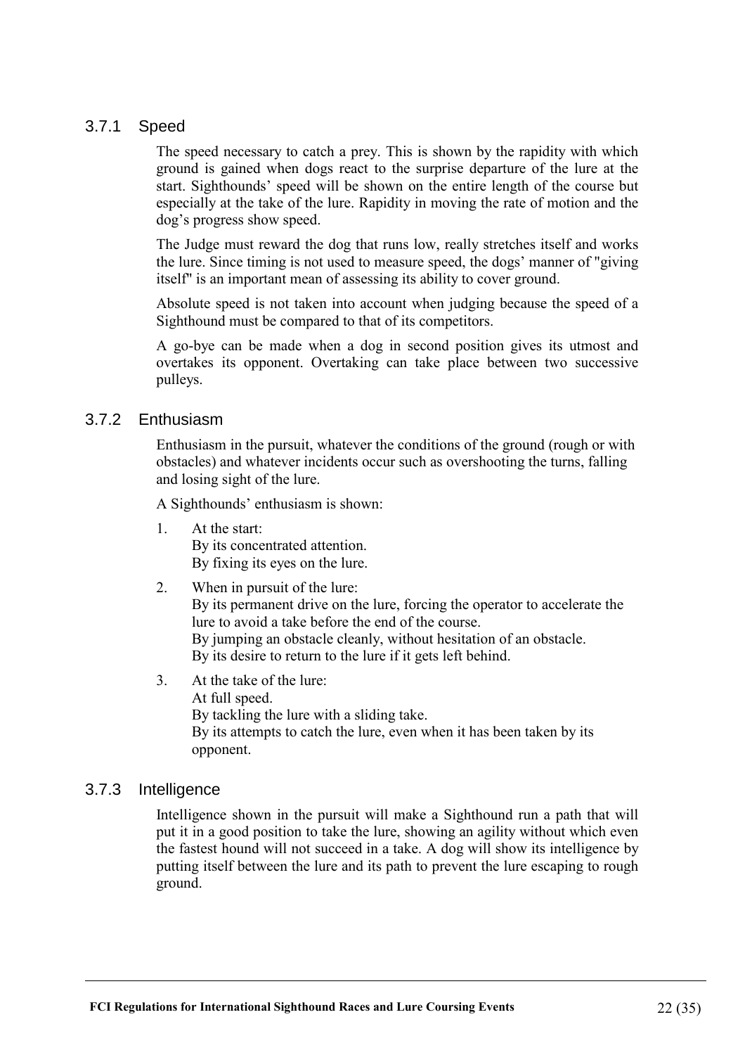### 3.7.1 Speed

The speed necessary to catch a prey. This is shown by the rapidity with which ground is gained when dogs react to the surprise departure of the lure at the start. Sighthounds' speed will be shown on the entire length of the course but especially at the take of the lure. Rapidity in moving the rate of motion and the dog's progress show speed.

The Judge must reward the dog that runs low, really stretches itself and works the lure. Since timing is not used to measure speed, the dogs' manner of "giving itself" is an important mean of assessing its ability to cover ground.

Absolute speed is not taken into account when judging because the speed of a Sighthound must be compared to that of its competitors.

A go-bye can be made when a dog in second position gives its utmost and overtakes its opponent. Overtaking can take place between two successive pulleys.

### 3.7.2 Enthusiasm

Enthusiasm in the pursuit, whatever the conditions of the ground (rough or with obstacles) and whatever incidents occur such as overshooting the turns, falling and losing sight of the lure.

A Sighthounds' enthusiasm is shown:

1. At the start:
   By its concentrated attention.
   By fixing its eyes on the lure.
2. When in pursuit of the lure:
   By its permanent drive on the lure, forcing the operator to accelerate the lure to avoid a take before the end of the course.
   By jumping an obstacle cleanly, without hesitation of an obstacle.
   By its desire to return to the lure if it gets left behind.
3. At the take of the lure:
   At full speed.
   By tackling the lure with a sliding take.
   By its attempts to catch the lure, even when it has been taken by its opponent.

### 3.7.3 Intelligence

Intelligence shown in the pursuit will make a Sighthound run a path that will put it in a good position to take the lure, showing an agility without which even the fastest hound will not succeed in a take. A dog will show its intelligence by putting itself between the lure and its path to prevent the lure escaping to rough ground.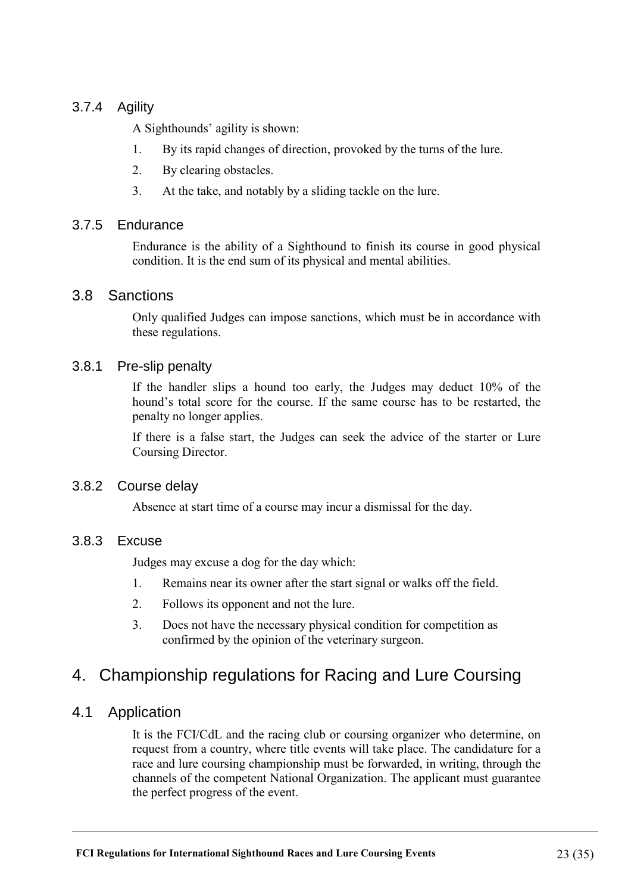#### 3.7.4 Agility

A Sighthounds' agility is shown:

1. By its rapid changes of direction, provoked by the turns of the lure.
2. By clearing obstacles.
3. At the take, and notably by a sliding tackle on the lure.

#### 3.7.5 Endurance

Endurance is the ability of a Sighthound to finish its course in good physical condition. It is the end sum of its physical and mental abilities.

### 3.8 Sanctions

Only qualified Judges can impose sanctions, which must be in accordance with these regulations.

#### 3.8.1 Pre-slip penalty

If the handler slips a hound too early, the Judges may deduct 10% of the hound's total score for the course. If the same course has to be restarted, the penalty no longer applies.

If there is a false start, the Judges can seek the advice of the starter or Lure Coursing Director.

#### 3.8.2 Course delay

Absence at start time of a course may incur a dismissal for the day.

#### 3.8.3 Excuse

Judges may excuse a dog for the day which:

1. Remains near its owner after the start signal or walks off the field.
2. Follows its opponent and not the lure.
3. Does not have the necessary physical condition for competition as confirmed by the opinion of the veterinary surgeon.

## 4. Championship regulations for Racing and Lure Coursing

### 4.1 Application

It is the FCI/CdL and the racing club or coursing organizer who determine, on request from a country, where title events will take place. The candidature for a race and lure coursing championship must be forwarded, in writing, through the channels of the competent National Organization. The applicant must guarantee the perfect progress of the event.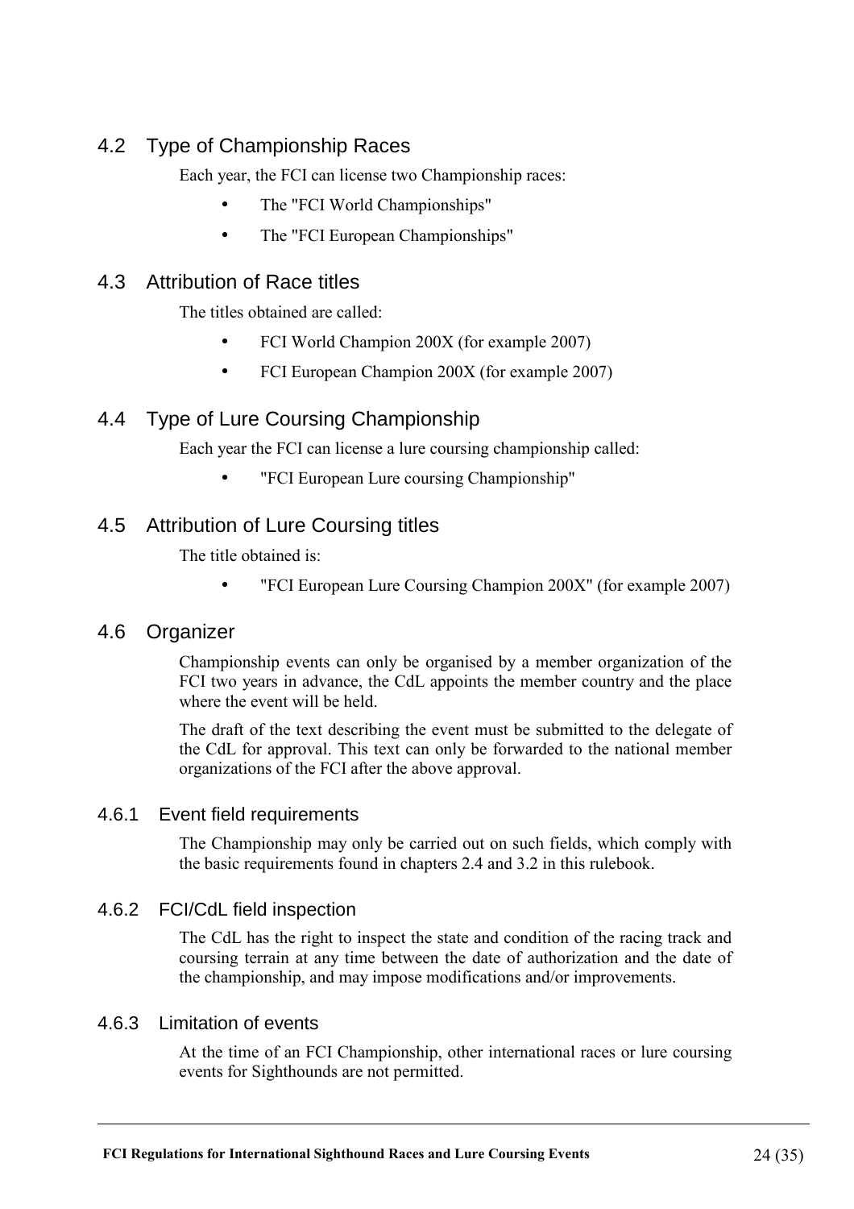## 4.2 Type of Championship Races

Each year, the FCI can license two Championship races:

- The "FCI World Championships"
- The "FCI European Championships"

## 4.3 Attribution of Race titles

The titles obtained are called:

- FCI World Champion 200X (for example 2007)
- FCI European Champion 200X (for example 2007)

## 4.4 Type of Lure Coursing Championship

Each year the FCI can license a lure coursing championship called:

- "FCI European Lure coursing Championship"

## 4.5 Attribution of Lure Coursing titles

The title obtained is:

- "FCI European Lure Coursing Champion 200X" (for example 2007)

## 4.6 Organizer

Championship events can only be organised by a member organization of the FCI two years in advance, the CdL appoints the member country and the place where the event will be held.

The draft of the text describing the event must be submitted to the delegate of the CdL for approval. This text can only be forwarded to the national member organizations of the FCI after the above approval.

### 4.6.1 Event field requirements

The Championship may only be carried out on such fields, which comply with the basic requirements found in chapters 2.4 and 3.2 in this rulebook.

### 4.6.2 FCI/CdL field inspection

The CdL has the right to inspect the state and condition of the racing track and coursing terrain at any time between the date of authorization and the date of the championship, and may impose modifications and/or improvements.

### 4.6.3 Limitation of events

At the time of an FCI Championship, other international races or lure coursing events for Sighthounds are not permitted.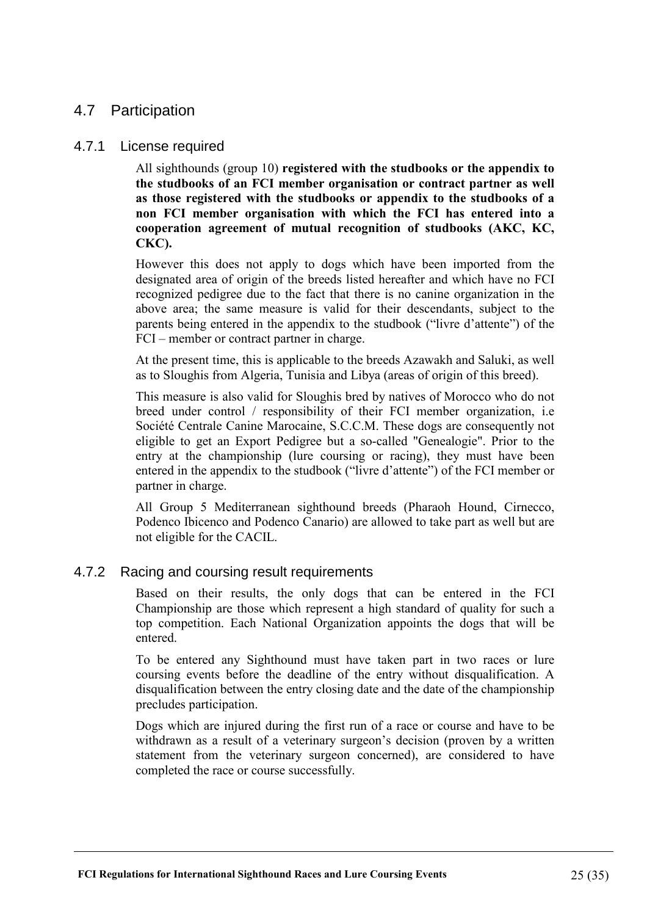## 4.7 Participation

### 4.7.1 License required

All sighthounds (group 10) **registered with the studbooks or the appendix to the studbooks of an FCI member organisation or contract partner as well as those registered with the studbooks or appendix to the studbooks of a non FCI member organisation with which the FCI has entered into a cooperation agreement of mutual recognition of studbooks (AKC, KC, CKC).**

However this does not apply to dogs which have been imported from the designated area of origin of the breeds listed hereafter and which have no FCI recognized pedigree due to the fact that there is no canine organization in the above area; the same measure is valid for their descendants, subject to the parents being entered in the appendix to the studbook ("livre d'attente") of the FCI – member or contract partner in charge.

At the present time, this is applicable to the breeds Azawakh and Saluki, as well as to Sloughis from Algeria, Tunisia and Libya (areas of origin of this breed).

This measure is also valid for Sloughis bred by natives of Morocco who do not breed under control / responsibility of their FCI member organization, i.e Société Centrale Canine Marocaine, S.C.C.M. These dogs are consequently not eligible to get an Export Pedigree but a so-called "Genealogie". Prior to the entry at the championship (lure coursing or racing), they must have been entered in the appendix to the studbook ("livre d'attente") of the FCI member or partner in charge.

All Group 5 Mediterranean sighthound breeds (Pharaoh Hound, Cirnecco, Podenco Ibicenco and Podenco Canario) are allowed to take part as well but are not eligible for the CACIL.

### 4.7.2 Racing and coursing result requirements

Based on their results, the only dogs that can be entered in the FCI Championship are those which represent a high standard of quality for such a top competition. Each National Organization appoints the dogs that will be entered.

To be entered any Sighthound must have taken part in two races or lure coursing events before the deadline of the entry without disqualification. A disqualification between the entry closing date and the date of the championship precludes participation.

Dogs which are injured during the first run of a race or course and have to be withdrawn as a result of a veterinary surgeon's decision (proven by a written statement from the veterinary surgeon concerned), are considered to have completed the race or course successfully.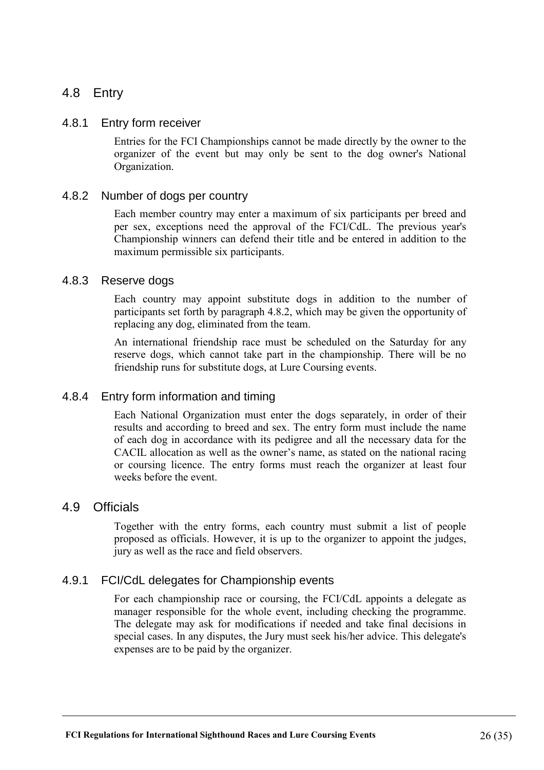## 4.8 Entry

### 4.8.1 Entry form receiver

Entries for the FCI Championships cannot be made directly by the owner to the organizer of the event but may only be sent to the dog owner's National Organization.

### 4.8.2 Number of dogs per country

Each member country may enter a maximum of six participants per breed and per sex, exceptions need the approval of the FCI/CdL. The previous year's Championship winners can defend their title and be entered in addition to the maximum permissible six participants.

### 4.8.3 Reserve dogs

Each country may appoint substitute dogs in addition to the number of participants set forth by paragraph 4.8.2, which may be given the opportunity of replacing any dog, eliminated from the team.

An international friendship race must be scheduled on the Saturday for any reserve dogs, which cannot take part in the championship. There will be no friendship runs for substitute dogs, at Lure Coursing events.

### 4.8.4 Entry form information and timing

Each National Organization must enter the dogs separately, in order of their results and according to breed and sex. The entry form must include the name of each dog in accordance with its pedigree and all the necessary data for the CACIL allocation as well as the owner's name, as stated on the national racing or coursing licence. The entry forms must reach the organizer at least four weeks before the event.

## 4.9 Officials

Together with the entry forms, each country must submit a list of people proposed as officials. However, it is up to the organizer to appoint the judges, jury as well as the race and field observers.

### 4.9.1 FCI/CdL delegates for Championship events

For each championship race or coursing, the FCI/CdL appoints a delegate as manager responsible for the whole event, including checking the programme. The delegate may ask for modifications if needed and take final decisions in special cases. In any disputes, the Jury must seek his/her advice. This delegate's expenses are to be paid by the organizer.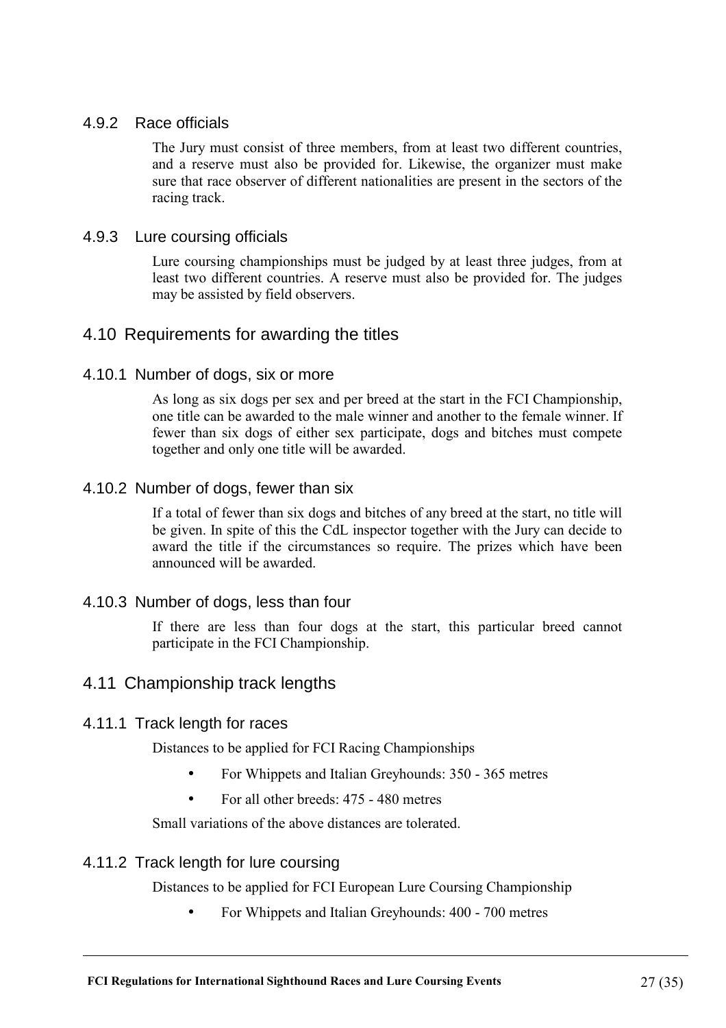### 4.9.2 Race officials

The Jury must consist of three members, from at least two different countries, and a reserve must also be provided for. Likewise, the organizer must make sure that race observer of different nationalities are present in the sectors of the racing track.

### 4.9.3 Lure coursing officials

Lure coursing championships must be judged by at least three judges, from at least two different countries. A reserve must also be provided for. The judges may be assisted by field observers.

## 4.10 Requirements for awarding the titles

### 4.10.1 Number of dogs, six or more

As long as six dogs per sex and per breed at the start in the FCI Championship, one title can be awarded to the male winner and another to the female winner. If fewer than six dogs of either sex participate, dogs and bitches must compete together and only one title will be awarded.

### 4.10.2 Number of dogs, fewer than six

If a total of fewer than six dogs and bitches of any breed at the start, no title will be given. In spite of this the CdL inspector together with the Jury can decide to award the title if the circumstances so require. The prizes which have been announced will be awarded.

### 4.10.3 Number of dogs, less than four

If there are less than four dogs at the start, this particular breed cannot participate in the FCI Championship.

## 4.11 Championship track lengths

### 4.11.1 Track length for races

Distances to be applied for FCI Racing Championships

- For Whippets and Italian Greyhounds: 350 - 365 metres
- For all other breeds: 475 - 480 metres

Small variations of the above distances are tolerated.

### 4.11.2 Track length for lure coursing

Distances to be applied for FCI European Lure Coursing Championship

- For Whippets and Italian Greyhounds: 400 - 700 metres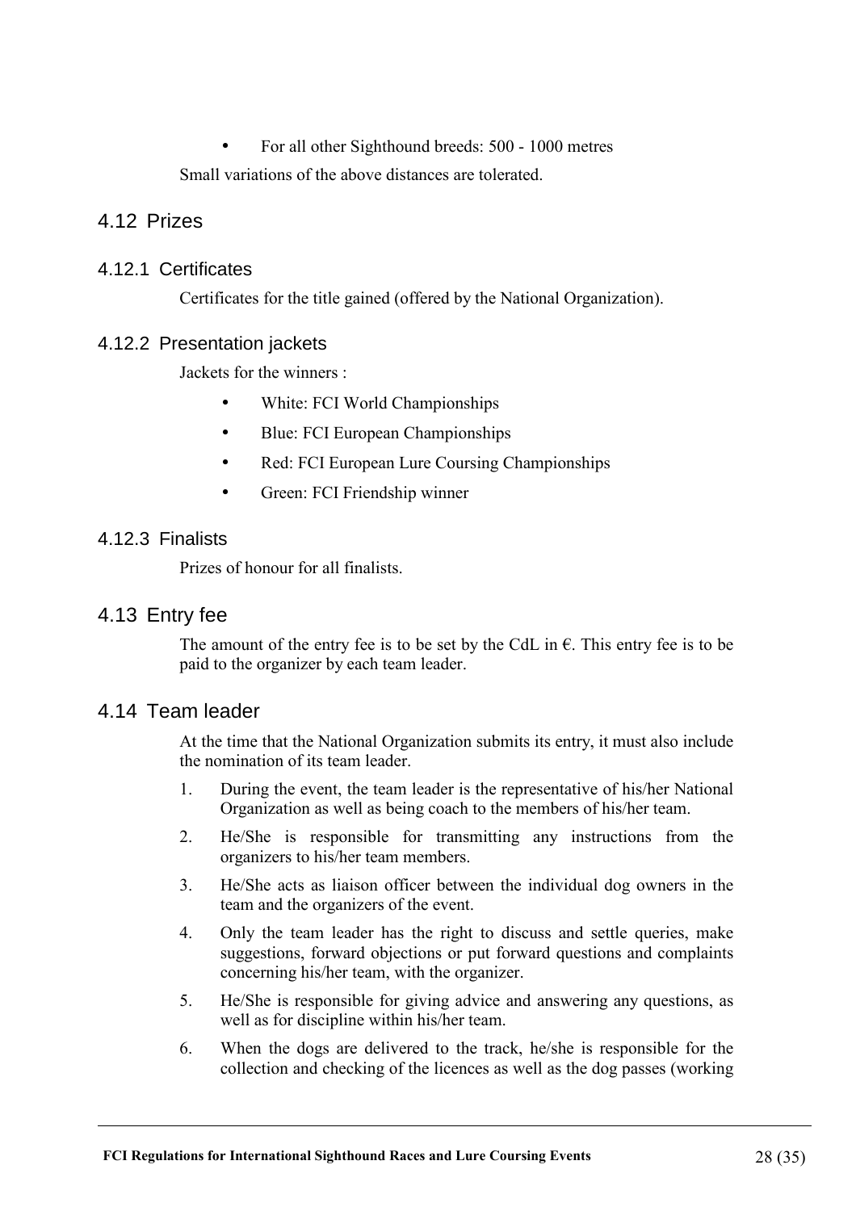- For all other Sighthound breeds: 500 - 1000 metres

Small variations of the above distances are tolerated.

## 4.12 Prizes

### 4.12.1 Certificates

Certificates for the title gained (offered by the National Organization).

### 4.12.2 Presentation jackets

Jackets for the winners :

- White: FCI World Championships
- Blue: FCI European Championships
- Red: FCI European Lure Coursing Championships
- Green: FCI Friendship winner

### 4.12.3 Finalists

Prizes of honour for all finalists.

## 4.13 Entry fee

The amount of the entry fee is to be set by the CdL in €. This entry fee is to be paid to the organizer by each team leader.

## 4.14 Team leader

At the time that the National Organization submits its entry, it must also include the nomination of its team leader.

1. During the event, the team leader is the representative of his/her National Organization as well as being coach to the members of his/her team.
2. He/She is responsible for transmitting any instructions from the organizers to his/her team members.
3. He/She acts as liaison officer between the individual dog owners in the team and the organizers of the event.
4. Only the team leader has the right to discuss and settle queries, make suggestions, forward objections or put forward questions and complaints concerning his/her team, with the organizer.
5. He/She is responsible for giving advice and answering any questions, as well as for discipline within his/her team.
6. When the dogs are delivered to the track, he/she is responsible for the collection and checking of the licences as well as the dog passes (working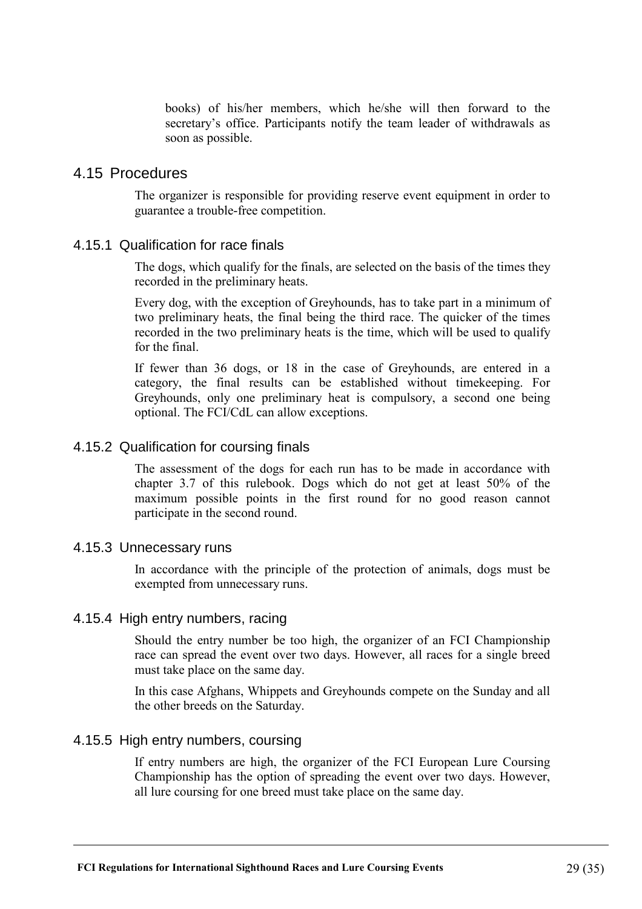books) of his/her members, which he/she will then forward to the secretary's office. Participants notify the team leader of withdrawals as soon as possible.

## 4.15 Procedures

The organizer is responsible for providing reserve event equipment in order to guarantee a trouble-free competition.

### 4.15.1 Qualification for race finals

The dogs, which qualify for the finals, are selected on the basis of the times they recorded in the preliminary heats.

Every dog, with the exception of Greyhounds, has to take part in a minimum of two preliminary heats, the final being the third race. The quicker of the times recorded in the two preliminary heats is the time, which will be used to qualify for the final.

If fewer than 36 dogs, or 18 in the case of Greyhounds, are entered in a category, the final results can be established without timekeeping. For Greyhounds, only one preliminary heat is compulsory, a second one being optional. The FCI/CdL can allow exceptions.

### 4.15.2 Qualification for coursing finals

The assessment of the dogs for each run has to be made in accordance with chapter 3.7 of this rulebook. Dogs which do not get at least 50% of the maximum possible points in the first round for no good reason cannot participate in the second round.

### 4.15.3 Unnecessary runs

In accordance with the principle of the protection of animals, dogs must be exempted from unnecessary runs.

### 4.15.4 High entry numbers, racing

Should the entry number be too high, the organizer of an FCI Championship race can spread the event over two days. However, all races for a single breed must take place on the same day.

In this case Afghans, Whippets and Greyhounds compete on the Sunday and all the other breeds on the Saturday.

### 4.15.5 High entry numbers, coursing

If entry numbers are high, the organizer of the FCI European Lure Coursing Championship has the option of spreading the event over two days. However, all lure coursing for one breed must take place on the same day.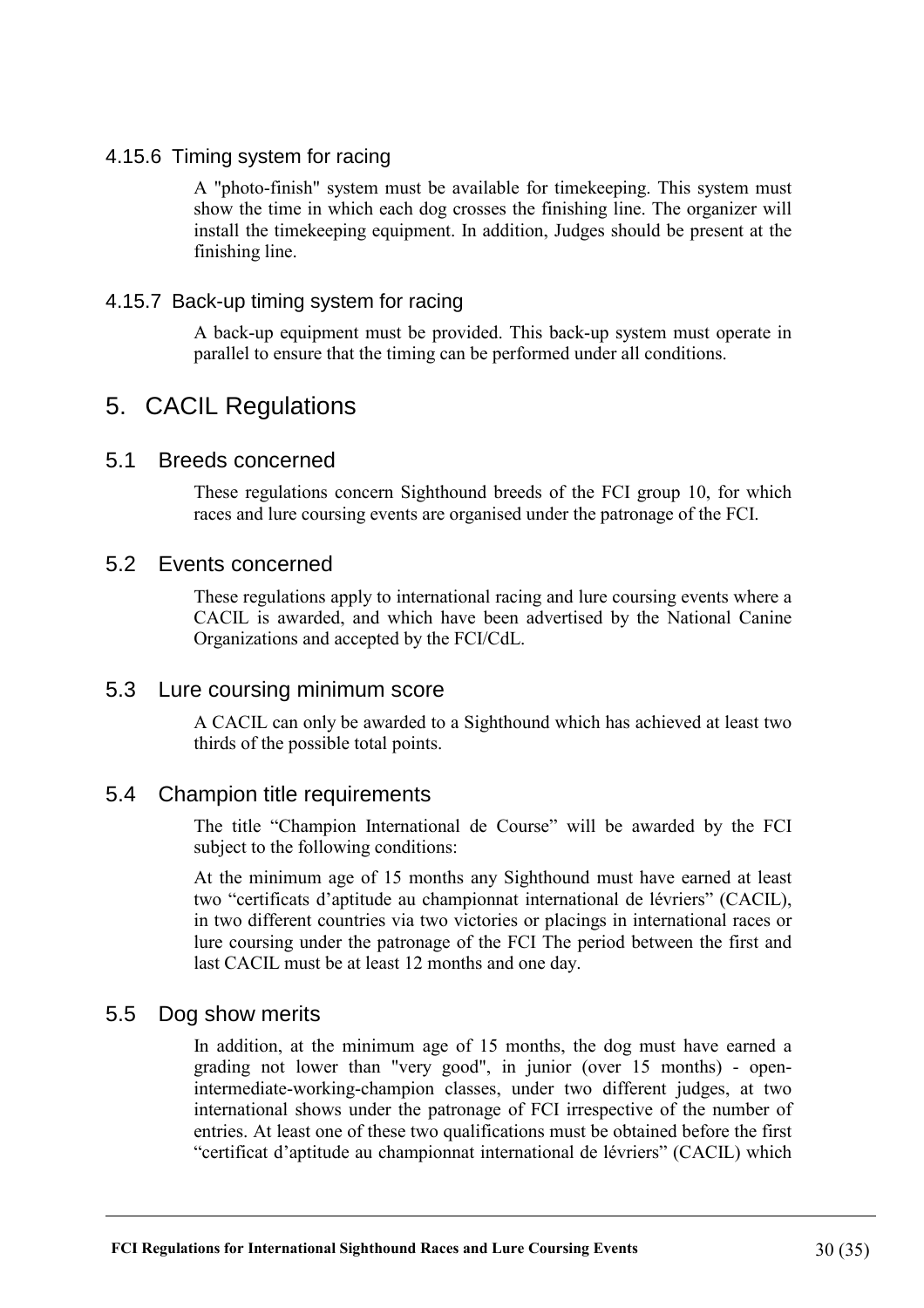### 4.15.6 Timing system for racing

A "photo-finish" system must be available for timekeeping. This system must show the time in which each dog crosses the finishing line. The organizer will install the timekeeping equipment. In addition, Judges should be present at the finishing line.

### 4.15.7 Back-up timing system for racing

A back-up equipment must be provided. This back-up system must operate in parallel to ensure that the timing can be performed under all conditions.

# 5. CACIL Regulations

## 5.1 Breeds concerned

These regulations concern Sighthound breeds of the FCI group 10, for which races and lure coursing events are organised under the patronage of the FCI.

## 5.2 Events concerned

These regulations apply to international racing and lure coursing events where a CACIL is awarded, and which have been advertised by the National Canine Organizations and accepted by the FCI/CdL.

## 5.3 Lure coursing minimum score

A CACIL can only be awarded to a Sighthound which has achieved at least two thirds of the possible total points.

## 5.4 Champion title requirements

The title “Champion International de Course” will be awarded by the FCI subject to the following conditions:

At the minimum age of 15 months any Sighthound must have earned at least two “certificats d’aptitude au championnat international de lévriers” (CACIL), in two different countries via two victories or placings in international races or lure coursing under the patronage of the FCI The period between the first and last CACIL must be at least 12 months and one day.

## 5.5 Dog show merits

In addition, at the minimum age of 15 months, the dog must have earned a grading not lower than "very good", in junior (over 15 months) - open-intermediate-working-champion classes, under two different judges, at two international shows under the patronage of FCI irrespective of the number of entries. At least one of these two qualifications must be obtained before the first “certificat d’aptitude au championnat international de lévriers” (CACIL) which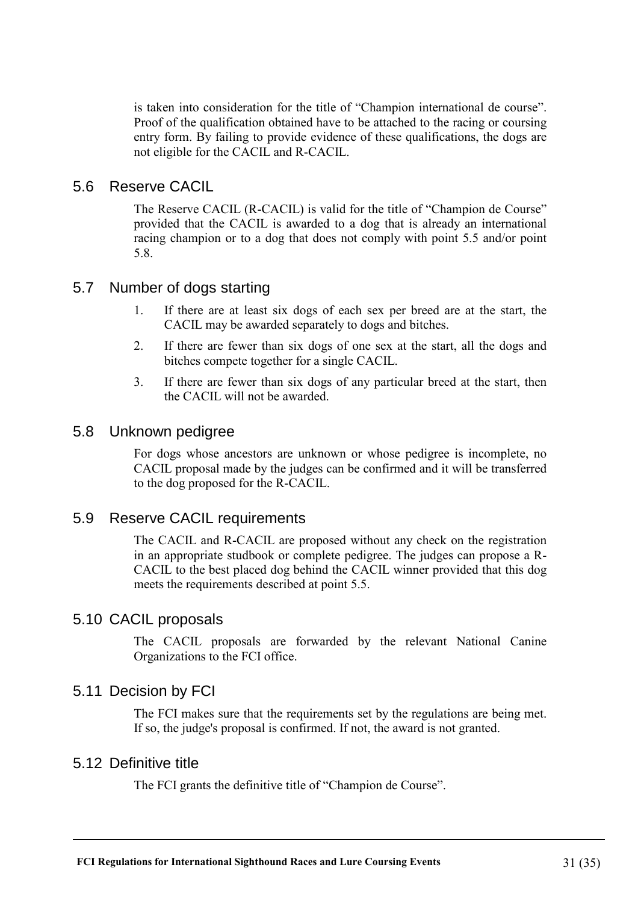is taken into consideration for the title of "Champion international de course". Proof of the qualification obtained have to be attached to the racing or coursing entry form. By failing to provide evidence of these qualifications, the dogs are not eligible for the CACIL and R-CACIL.

## 5.6 Reserve CACIL

The Reserve CACIL (R-CACIL) is valid for the title of "Champion de Course" provided that the CACIL is awarded to a dog that is already an international racing champion or to a dog that does not comply with point 5.5 and/or point 5.8.

## 5.7 Number of dogs starting

1. If there are at least six dogs of each sex per breed are at the start, the CACIL may be awarded separately to dogs and bitches.
2. If there are fewer than six dogs of one sex at the start, all the dogs and bitches compete together for a single CACIL.
3. If there are fewer than six dogs of any particular breed at the start, then the CACIL will not be awarded.

## 5.8 Unknown pedigree

For dogs whose ancestors are unknown or whose pedigree is incomplete, no CACIL proposal made by the judges can be confirmed and it will be transferred to the dog proposed for the R-CACIL.

## 5.9 Reserve CACIL requirements

The CACIL and R-CACIL are proposed without any check on the registration in an appropriate studbook or complete pedigree. The judges can propose a R-CACIL to the best placed dog behind the CACIL winner provided that this dog meets the requirements described at point 5.5.

## 5.10 CACIL proposals

The CACIL proposals are forwarded by the relevant National Canine Organizations to the FCI office.

## 5.11 Decision by FCI

The FCI makes sure that the requirements set by the regulations are being met. If so, the judge's proposal is confirmed. If not, the award is not granted.

## 5.12 Definitive title

The FCI grants the definitive title of "Champion de Course".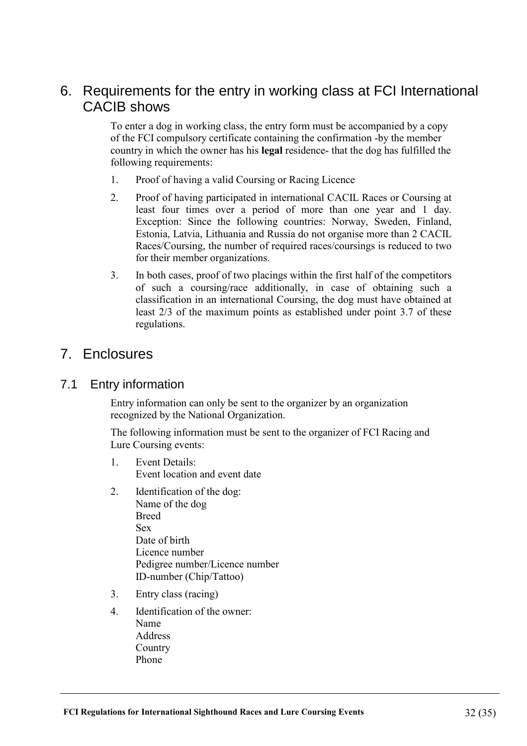## 6. Requirements for the entry in working class at FCI International CACIB shows

To enter a dog in working class, the entry form must be accompanied by a copy of the FCI compulsory certificate containing the confirmation -by the member country in which the owner has his **legal** residence- that the dog has fulfilled the following requirements:

1. Proof of having a valid Coursing or Racing Licence
2. Proof of having participated in international CACIL Races or Coursing at least four times over a period of more than one year and 1 day. Exception: Since the following countries: Norway, Sweden, Finland, Estonia, Latvia, Lithuania and Russia do not organise more than 2 CACIL Races/Coursing, the number of required races/coursings is reduced to two for their member organizations.
3. In both cases, proof of two placings within the first half of the competitors of such a coursing/race additionally, in case of obtaining such a classification in an international Coursing, the dog must have obtained at least 2/3 of the maximum points as established under point 3.7 of these regulations.

## 7. Enclosures

### 7.1 Entry information

Entry information can only be sent to the organizer by an organization recognized by the National Organization.

The following information must be sent to the organizer of FCI Racing and Lure Coursing events:

1. Event Details:
   Event location and event date
2. Identification of the dog:
   Name of the dog
   Breed
   Sex
   Date of birth
   Licence number
   Pedigree number/Licence number
   ID-number (Chip/Tattoo)
3. Entry class (racing)
4. Identification of the owner:
   Name
   Address
   Country
   Phone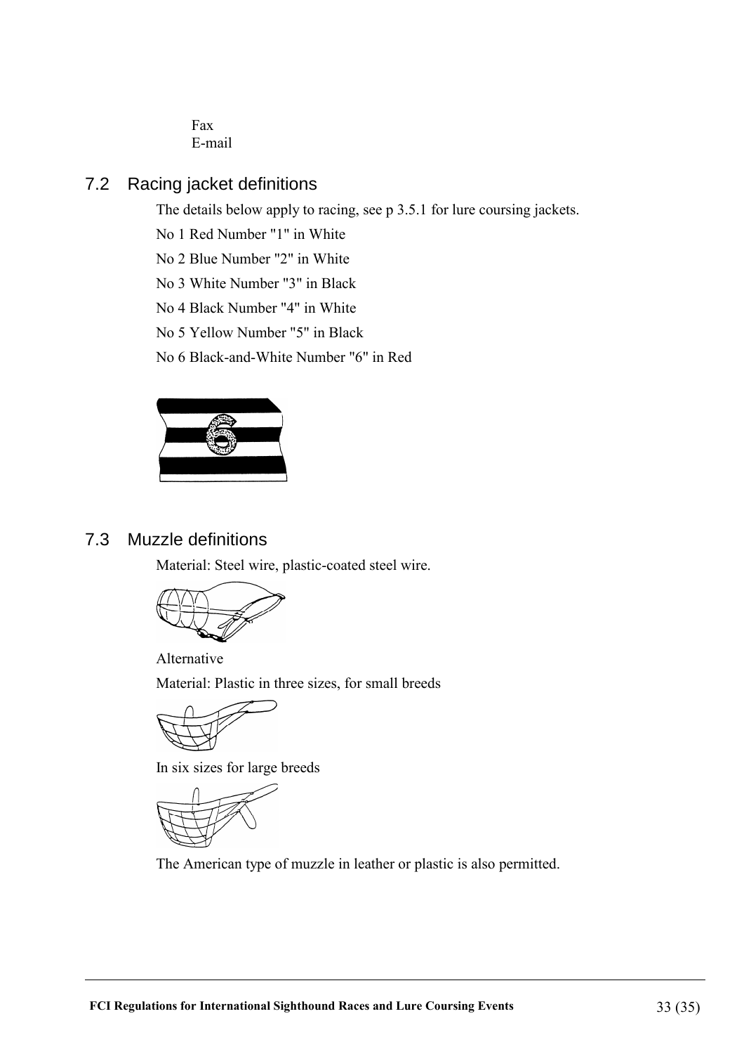Fax
E-mail

## 7.2 Racing jacket definitions

The details below apply to racing, see p 3.5.1 for lure coursing jackets.

No 1 Red Number "1" in White

No 2 Blue Number "2" in White

No 3 White Number "3" in Black

No 4 Black Number "4" in White

No 5 Yellow Number "5" in Black

No 6 Black-and-White Number "6" in Red

## 7.3 Muzzle definitions

Material: Steel wire, plastic-coated steel wire.

Alternative

Material: Plastic in three sizes, for small breeds

In six sizes for large breeds

The American type of muzzle in leather or plastic is also permitted.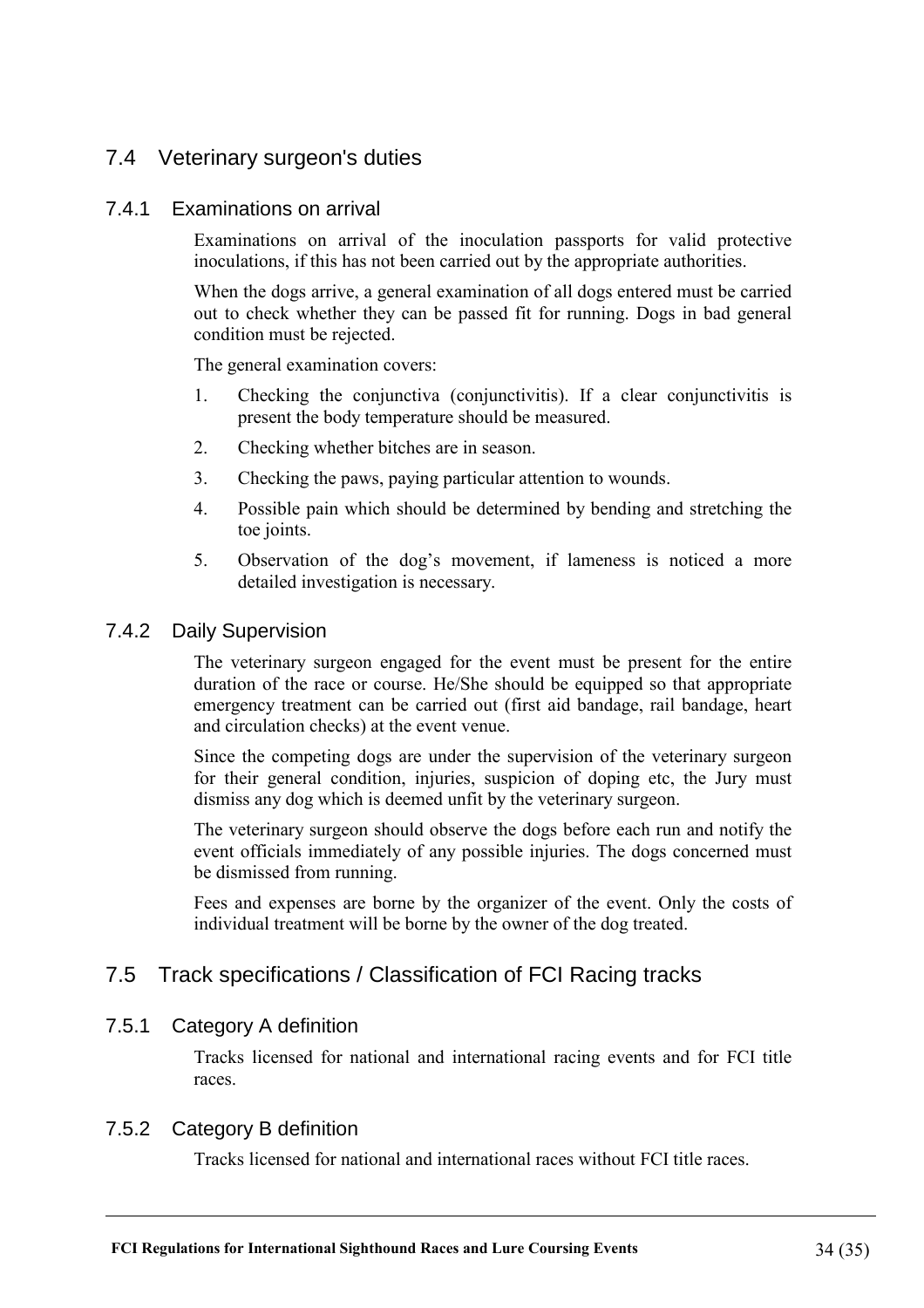## 7.4 Veterinary surgeon's duties

### 7.4.1 Examinations on arrival

Examinations on arrival of the inoculation passports for valid protective inoculations, if this has not been carried out by the appropriate authorities.

When the dogs arrive, a general examination of all dogs entered must be carried out to check whether they can be passed fit for running. Dogs in bad general condition must be rejected.

The general examination covers:

1. Checking the conjunctiva (conjunctivitis). If a clear conjunctivitis is present the body temperature should be measured.
2. Checking whether bitches are in season.
3. Checking the paws, paying particular attention to wounds.
4. Possible pain which should be determined by bending and stretching the toe joints.
5. Observation of the dog’s movement, if lameness is noticed a more detailed investigation is necessary.

### 7.4.2 Daily Supervision

The veterinary surgeon engaged for the event must be present for the entire duration of the race or course. He/She should be equipped so that appropriate emergency treatment can be carried out (first aid bandage, rail bandage, heart and circulation checks) at the event venue.

Since the competing dogs are under the supervision of the veterinary surgeon for their general condition, injuries, suspicion of doping etc, the Jury must dismiss any dog which is deemed unfit by the veterinary surgeon.

The veterinary surgeon should observe the dogs before each run and notify the event officials immediately of any possible injuries. The dogs concerned must be dismissed from running.

Fees and expenses are borne by the organizer of the event. Only the costs of individual treatment will be borne by the owner of the dog treated.

## 7.5 Track specifications / Classification of FCI Racing tracks

### 7.5.1 Category A definition

Tracks licensed for national and international racing events and for FCI title races.

### 7.5.2 Category B definition

Tracks licensed for national and international races without FCI title races.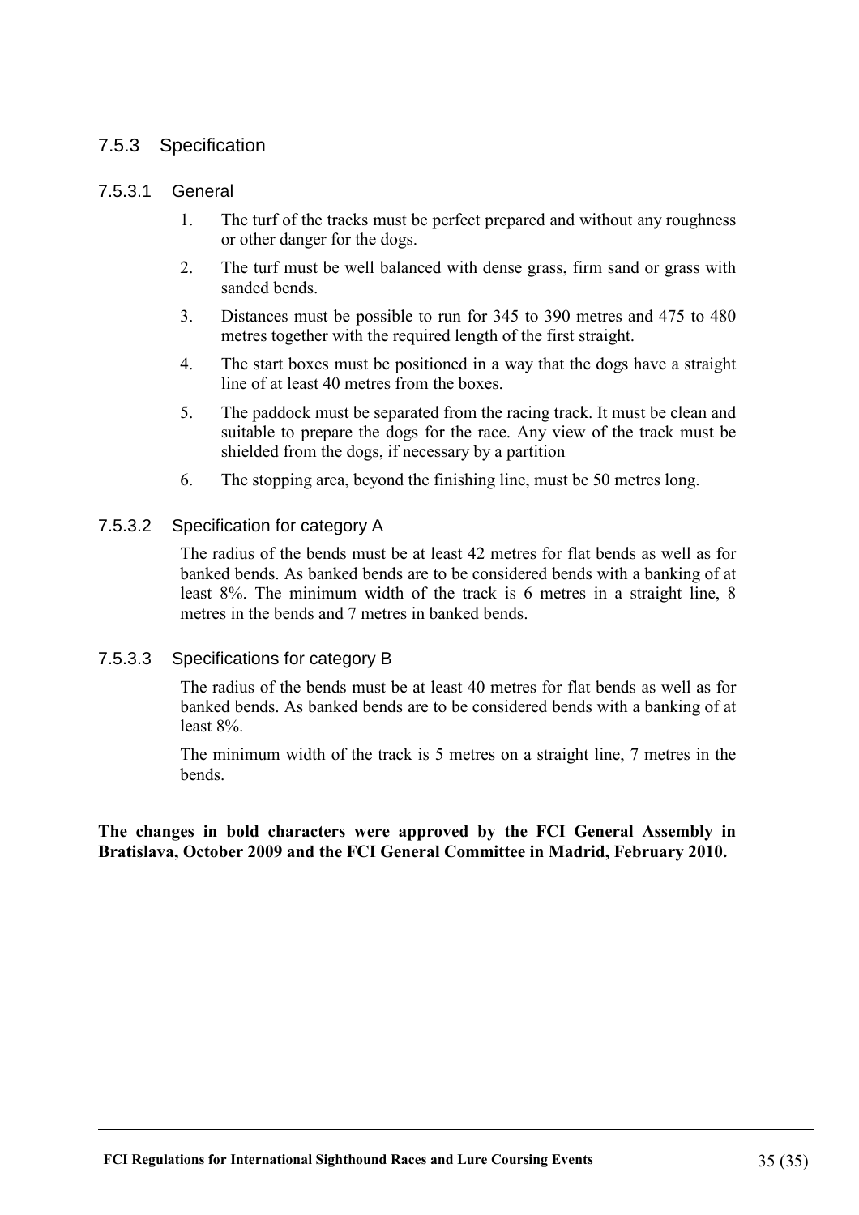### 7.5.3 Specification

#### 7.5.3.1 General

1. The turf of the tracks must be perfect prepared and without any roughness or other danger for the dogs.
2. The turf must be well balanced with dense grass, firm sand or grass with sanded bends.
3. Distances must be possible to run for 345 to 390 metres and 475 to 480 metres together with the required length of the first straight.
4. The start boxes must be positioned in a way that the dogs have a straight line of at least 40 metres from the boxes.
5. The paddock must be separated from the racing track. It must be clean and suitable to prepare the dogs for the race. Any view of the track must be shielded from the dogs, if necessary by a partition
6. The stopping area, beyond the finishing line, must be 50 metres long.

#### 7.5.3.2 Specification for category A

The radius of the bends must be at least 42 metres for flat bends as well as for banked bends. As banked bends are to be considered bends with a banking of at least 8%. The minimum width of the track is 6 metres in a straight line, 8 metres in the bends and 7 metres in banked bends.

#### 7.5.3.3 Specifications for category B

The radius of the bends must be at least 40 metres for flat bends as well as for banked bends. As banked bends are to be considered bends with a banking of at least 8%.

The minimum width of the track is 5 metres on a straight line, 7 metres in the bends.

**The changes in bold characters were approved by the FCI General Assembly in Bratislava, October 2009 and the FCI General Committee in Madrid, February 2010.**